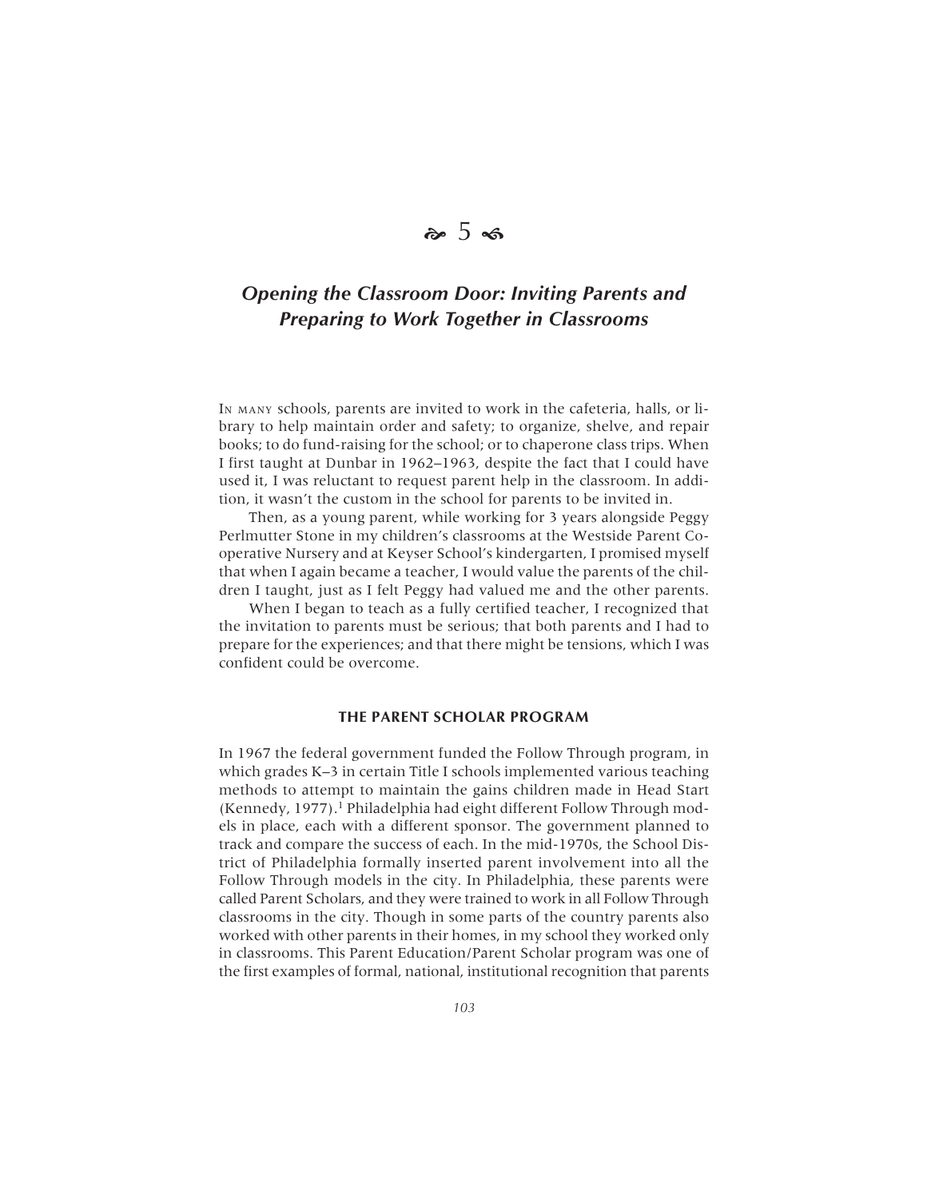# 5

## *Opening the Classroom Door: Inviting Parents and Preparing to Work Together in Classrooms*

In many schools, parents are invited to work in the cafeteria, halls, or library to help maintain order and safety; to organize, shelve, and repair books; to do fund-raising for the school; or to chaperone class trips. When I first taught at Dunbar in 1962–1963, despite the fact that I could have used it, I was reluctant to request parent help in the classroom. In addition, it wasn't the custom in the school for parents to be invited in.

Then, as a young parent, while working for 3 years alongside Peggy Perlmutter Stone in my children's classrooms at the Westside Parent Cooperative Nursery and at Keyser School's kindergarten, I promised myself that when I again became a teacher, I would value the parents of the children I taught, just as I felt Peggy had valued me and the other parents.

When I began to teach as a fully certified teacher, I recognized that the invitation to parents must be serious; that both parents and I had to prepare for the experiences; and that there might be tensions, which I was confident could be overcome.

### THE PARENT SCHOLAR PROGRAM

In 1967 the federal government funded the Follow Through program, in which grades K–3 in certain Title I schools implemented various teaching methods to attempt to maintain the gains children made in Head Start (Kennedy, 1977).[1] Philadelphia had eight different Follow Through models in place, each with a different sponsor. The government planned to track and compare the success of each. In the mid-1970s, the School District of Philadelphia formally inserted parent involvement into all the Follow Through models in the city. In Philadelphia, these parents were called Parent Scholars, and they were trained to work in all Follow Through classrooms in the city. Though in some parts of the country parents also worked with other parents in their homes, in my school they worked only in classrooms. This Parent Education/Parent Scholar program was one of the first examples of formal, national, institutional recognition that parents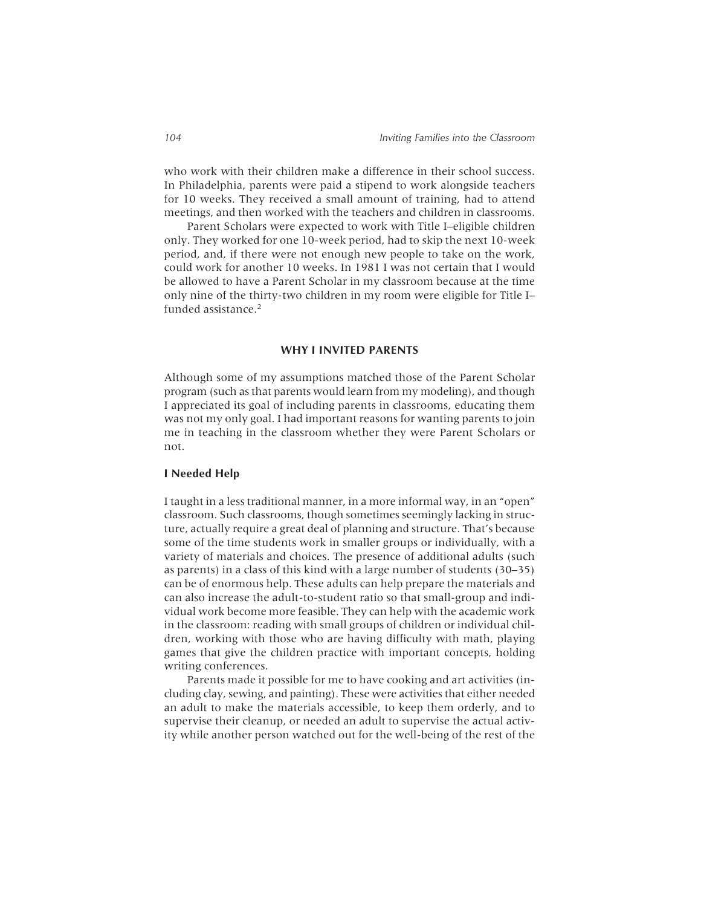who work with their children make a difference in their school success. In Philadelphia, parents were paid a stipend to work alongside teachers for 10 weeks. They received a small amount of training, had to attend meetings, and then worked with the teachers and children in classrooms.

Parent Scholars were expected to work with Title I–eligible children only. They worked for one 10-week period, had to skip the next 10-week period, and, if there were not enough new people to take on the work, could work for another 10 weeks. In 1981 I was not certain that I would be allowed to have a Parent Scholar in my classroom because at the time only nine of the thirty-two children in my room were eligible for Title I–funded assistance.[2]

## WHY I INVITED PARENTS

Although some of my assumptions matched those of the Parent Scholar program (such as that parents would learn from my modeling), and though I appreciated its goal of including parents in classrooms, educating them was not my only goal. I had important reasons for wanting parents to join me in teaching in the classroom whether they were Parent Scholars or not.

### I Needed Help

I taught in a less traditional manner, in a more informal way, in an "open" classroom. Such classrooms, though sometimes seemingly lacking in structure, actually require a great deal of planning and structure. That's because some of the time students work in smaller groups or individually, with a variety of materials and choices. The presence of additional adults (such as parents) in a class of this kind with a large number of students (30–35) can be of enormous help. These adults can help prepare the materials and can also increase the adult-to-student ratio so that small-group and individual work become more feasible. They can help with the academic work in the classroom: reading with small groups of children or individual children, working with those who are having difficulty with math, playing games that give the children practice with important concepts, holding writing conferences.

Parents made it possible for me to have cooking and art activities (including clay, sewing, and painting). These were activities that either needed an adult to make the materials accessible, to keep them orderly, and to supervise their cleanup, or needed an adult to supervise the actual activity while another person watched out for the well-being of the rest of the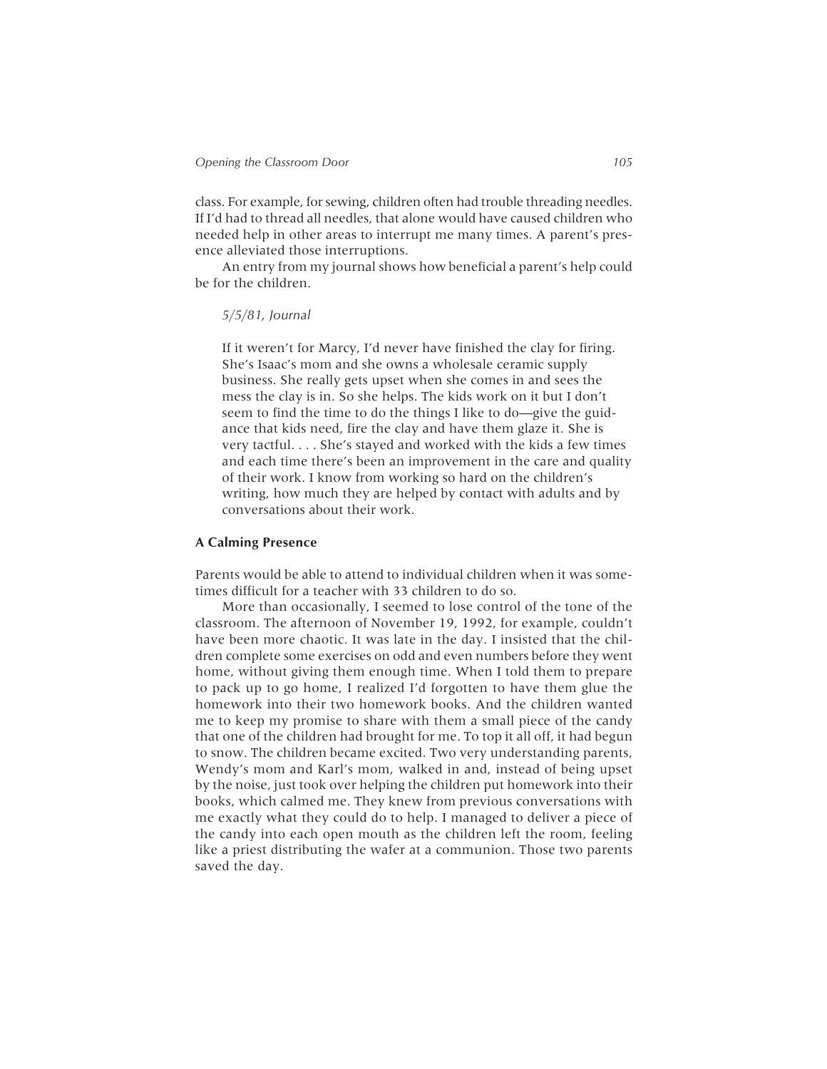class. For example, for sewing, children often had trouble threading needles. If I'd had to thread all needles, that alone would have caused children who needed help in other areas to interrupt me many times. A parent's presence alleviated those interruptions.

An entry from my journal shows how beneficial a parent's help could be for the children.

> *5/5/81, Journal*
>
> If it weren't for Marcy, I'd never have finished the clay for firing. She's Isaac's mom and she owns a wholesale ceramic supply business. She really gets upset when she comes in and sees the mess the clay is in. So she helps. The kids work on it but I don't seem to find the time to do the things I like to do—give the guidance that kids need, fire the clay and have them glaze it. She is very tactful. . . . She's stayed and worked with the kids a few times and each time there's been an improvement in the care and quality of their work. I know from working so hard on the children's writing, how much they are helped by contact with adults and by conversations about their work.

### A Calming Presence

Parents would be able to attend to individual children when it was sometimes difficult for a teacher with 33 children to do so.

More than occasionally, I seemed to lose control of the tone of the classroom. The afternoon of November 19, 1992, for example, couldn't have been more chaotic. It was late in the day. I insisted that the children complete some exercises on odd and even numbers before they went home, without giving them enough time. When I told them to prepare to pack up to go home, I realized I'd forgotten to have them glue the homework into their two homework books. And the children wanted me to keep my promise to share with them a small piece of the candy that one of the children had brought for me. To top it all off, it had begun to snow. The children became excited. Two very understanding parents, Wendy's mom and Karl's mom, walked in and, instead of being upset by the noise, just took over helping the children put homework into their books, which calmed me. They knew from previous conversations with me exactly what they could do to help. I managed to deliver a piece of the candy into each open mouth as the children left the room, feeling like a priest distributing the wafer at a communion. Those two parents saved the day.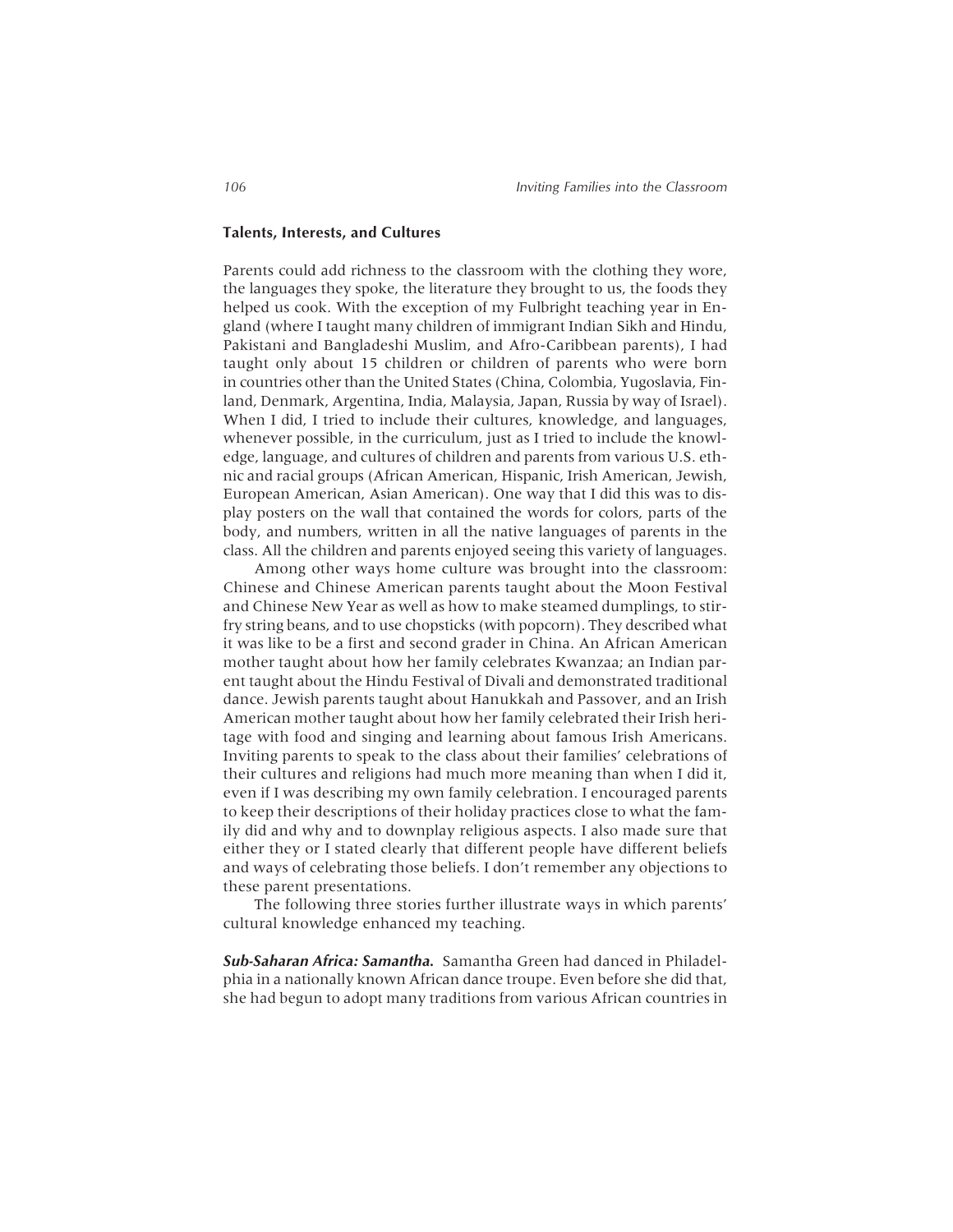### Talents, Interests, and Cultures

Parents could add richness to the classroom with the clothing they wore, the languages they spoke, the literature they brought to us, the foods they helped us cook. With the exception of my Fulbright teaching year in England (where I taught many children of immigrant Indian Sikh and Hindu, Pakistani and Bangladeshi Muslim, and Afro-Caribbean parents), I had taught only about 15 children or children of parents who were born in countries other than the United States (China, Colombia, Yugoslavia, Finland, Denmark, Argentina, India, Malaysia, Japan, Russia by way of Israel). When I did, I tried to include their cultures, knowledge, and languages, whenever possible, in the curriculum, just as I tried to include the knowledge, language, and cultures of children and parents from various U.S. ethnic and racial groups (African American, Hispanic, Irish American, Jewish, European American, Asian American). One way that I did this was to display posters on the wall that contained the words for colors, parts of the body, and numbers, written in all the native languages of parents in the class. All the children and parents enjoyed seeing this variety of languages.

Among other ways home culture was brought into the classroom: Chinese and Chinese American parents taught about the Moon Festival and Chinese New Year as well as how to make steamed dumplings, to stir-fry string beans, and to use chopsticks (with popcorn). They described what it was like to be a first and second grader in China. An African American mother taught about how her family celebrates Kwanzaa; an Indian parent taught about the Hindu Festival of Divali and demonstrated traditional dance. Jewish parents taught about Hanukkah and Passover, and an Irish American mother taught about how her family celebrated their Irish heritage with food and singing and learning about famous Irish Americans. Inviting parents to speak to the class about their families' celebrations of their cultures and religions had much more meaning than when I did it, even if I was describing my own family celebration. I encouraged parents to keep their descriptions of their holiday practices close to what the family did and why and to downplay religious aspects. I also made sure that either they or I stated clearly that different people have different beliefs and ways of celebrating those beliefs. I don't remember any objections to these parent presentations.

The following three stories further illustrate ways in which parents' cultural knowledge enhanced my teaching.

***Sub-Saharan Africa: Samantha.*** Samantha Green had danced in Philadelphia in a nationally known African dance troupe. Even before she did that, she had begun to adopt many traditions from various African countries in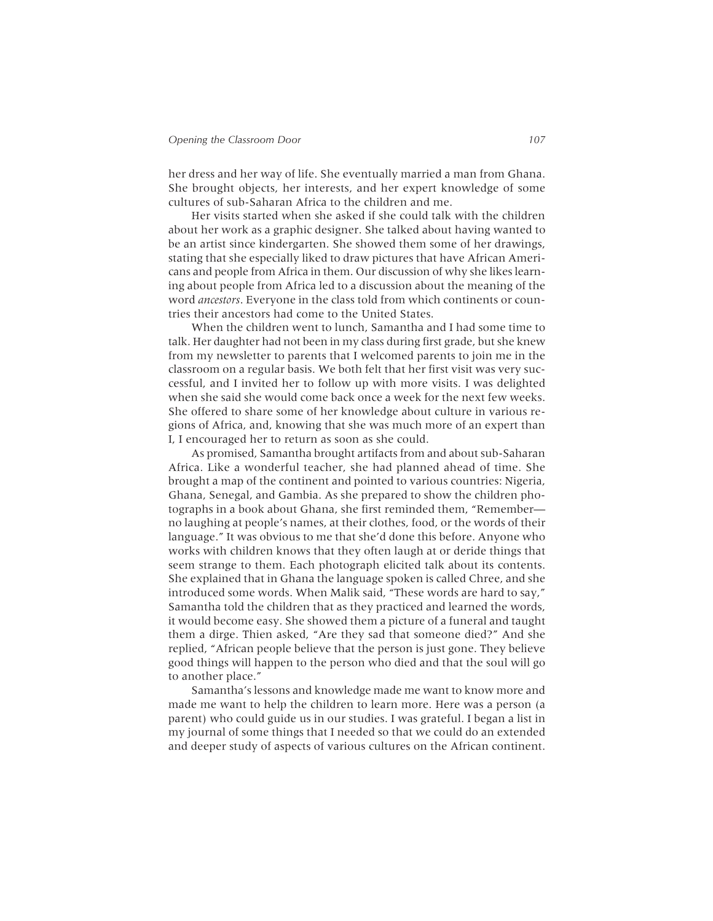her dress and her way of life. She eventually married a man from Ghana. She brought objects, her interests, and her expert knowledge of some cultures of sub-Saharan Africa to the children and me.

Her visits started when she asked if she could talk with the children about her work as a graphic designer. She talked about having wanted to be an artist since kindergarten. She showed them some of her drawings, stating that she especially liked to draw pictures that have African Americans and people from Africa in them. Our discussion of why she likes learning about people from Africa led to a discussion about the meaning of the word *ancestors*. Everyone in the class told from which continents or countries their ancestors had come to the United States.

When the children went to lunch, Samantha and I had some time to talk. Her daughter had not been in my class during first grade, but she knew from my newsletter to parents that I welcomed parents to join me in the classroom on a regular basis. We both felt that her first visit was very successful, and I invited her to follow up with more visits. I was delighted when she said she would come back once a week for the next few weeks. She offered to share some of her knowledge about culture in various regions of Africa, and, knowing that she was much more of an expert than I, I encouraged her to return as soon as she could.

As promised, Samantha brought artifacts from and about sub-Saharan Africa. Like a wonderful teacher, she had planned ahead of time. She brought a map of the continent and pointed to various countries: Nigeria, Ghana, Senegal, and Gambia. As she prepared to show the children photographs in a book about Ghana, she first reminded them, "Remember—no laughing at people's names, at their clothes, food, or the words of their language." It was obvious to me that she'd done this before. Anyone who works with children knows that they often laugh at or deride things that seem strange to them. Each photograph elicited talk about its contents. She explained that in Ghana the language spoken is called Chree, and she introduced some words. When Malik said, "These words are hard to say," Samantha told the children that as they practiced and learned the words, it would become easy. She showed them a picture of a funeral and taught them a dirge. Thien asked, "Are they sad that someone died?" And she replied, "African people believe that the person is just gone. They believe good things will happen to the person who died and that the soul will go to another place."

Samantha's lessons and knowledge made me want to know more and made me want to help the children to learn more. Here was a person (a parent) who could guide us in our studies. I was grateful. I began a list in my journal of some things that I needed so that we could do an extended and deeper study of aspects of various cultures on the African continent.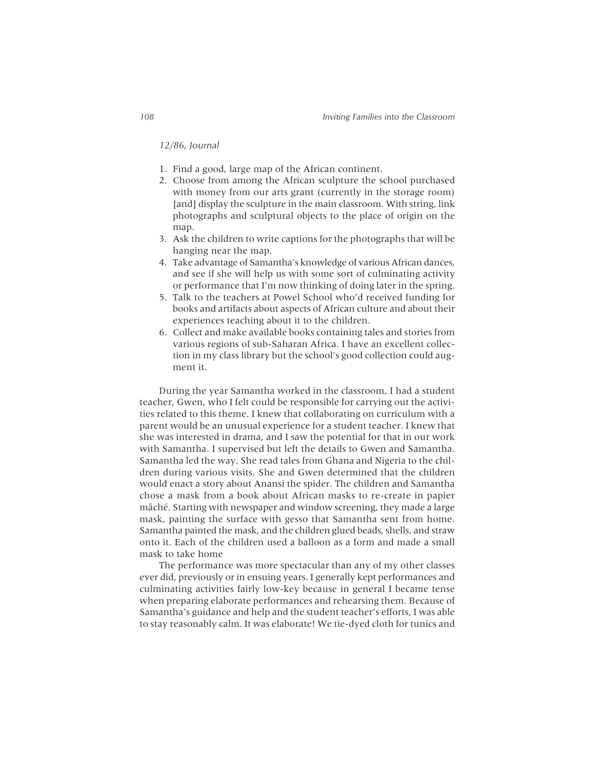*12/86, Journal*

1. Find a good, large map of the African continent.
2. Choose from among the African sculpture the school purchased with money from our arts grant (currently in the storage room) [and] display the sculpture in the main classroom. With string, link photographs and sculptural objects to the place of origin on the map.
3. Ask the children to write captions for the photographs that will be hanging near the map.
4. Take advantage of Samantha's knowledge of various African dances, and see if she will help us with some sort of culminating activity or performance that I'm now thinking of doing later in the spring.
5. Talk to the teachers at Powel School who'd received funding for books and artifacts about aspects of African culture and about their experiences teaching about it to the children.
6. Collect and make available books containing tales and stories from various regions of sub-Saharan Africa. I have an excellent collection in my class library but the school's good collection could augment it.

During the year Samantha worked in the classroom, I had a student teacher, Gwen, who I felt could be responsible for carrying out the activities related to this theme. I knew that collaborating on curriculum with a parent would be an unusual experience for a student teacher. I knew that she was interested in drama, and I saw the potential for that in our work with Samantha. I supervised but left the details to Gwen and Samantha. Samantha led the way. She read tales from Ghana and Nigeria to the children during various visits. She and Gwen determined that the children would enact a story about Anansi the spider. The children and Samantha chose a mask from a book about African masks to re-create in papier mâché. Starting with newspaper and window screening, they made a large mask, painting the surface with gesso that Samantha sent from home. Samantha painted the mask, and the children glued beads, shells, and straw onto it. Each of the children used a balloon as a form and made a small mask to take home

The performance was more spectacular than any of my other classes ever did, previously or in ensuing years. I generally kept performances and culminating activities fairly low-key because in general I became tense when preparing elaborate performances and rehearsing them. Because of Samantha's guidance and help and the student teacher's efforts, I was able to stay reasonably calm. It was elaborate! We tie-dyed cloth for tunics and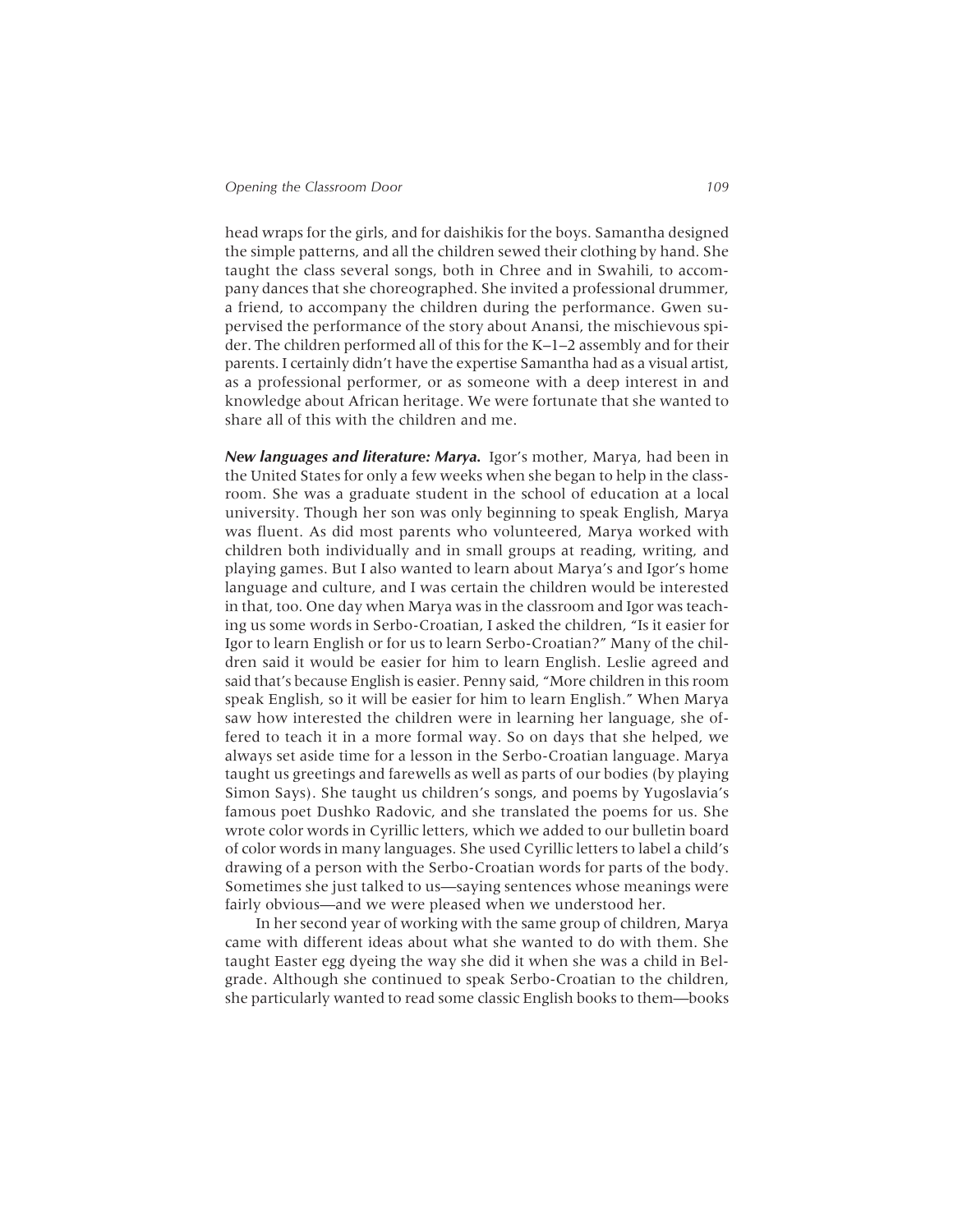head wraps for the girls, and for daishikis for the boys. Samantha designed the simple patterns, and all the children sewed their clothing by hand. She taught the class several songs, both in Chree and in Swahili, to accompany dances that she choreographed. She invited a professional drummer, a friend, to accompany the children during the performance. Gwen supervised the performance of the story about Anansi, the mischievous spider. The children performed all of this for the K–1–2 assembly and for their parents. I certainly didn't have the expertise Samantha had as a visual artist, as a professional performer, or as someone with a deep interest in and knowledge about African heritage. We were fortunate that she wanted to share all of this with the children and me.

***New languages and literature: Marya.*** Igor's mother, Marya, had been in the United States for only a few weeks when she began to help in the classroom. She was a graduate student in the school of education at a local university. Though her son was only beginning to speak English, Marya was fluent. As did most parents who volunteered, Marya worked with children both individually and in small groups at reading, writing, and playing games. But I also wanted to learn about Marya's and Igor's home language and culture, and I was certain the children would be interested in that, too. One day when Marya was in the classroom and Igor was teaching us some words in Serbo-Croatian, I asked the children, "Is it easier for Igor to learn English or for us to learn Serbo-Croatian?" Many of the children said it would be easier for him to learn English. Leslie agreed and said that's because English is easier. Penny said, "More children in this room speak English, so it will be easier for him to learn English." When Marya saw how interested the children were in learning her language, she offered to teach it in a more formal way. So on days that she helped, we always set aside time for a lesson in the Serbo-Croatian language. Marya taught us greetings and farewells as well as parts of our bodies (by playing Simon Says). She taught us children's songs, and poems by Yugoslavia's famous poet Dushko Radovic, and she translated the poems for us. She wrote color words in Cyrillic letters, which we added to our bulletin board of color words in many languages. She used Cyrillic letters to label a child's drawing of a person with the Serbo-Croatian words for parts of the body. Sometimes she just talked to us—saying sentences whose meanings were fairly obvious—and we were pleased when we understood her.

In her second year of working with the same group of children, Marya came with different ideas about what she wanted to do with them. She taught Easter egg dyeing the way she did it when she was a child in Belgrade. Although she continued to speak Serbo-Croatian to the children, she particularly wanted to read some classic English books to them—books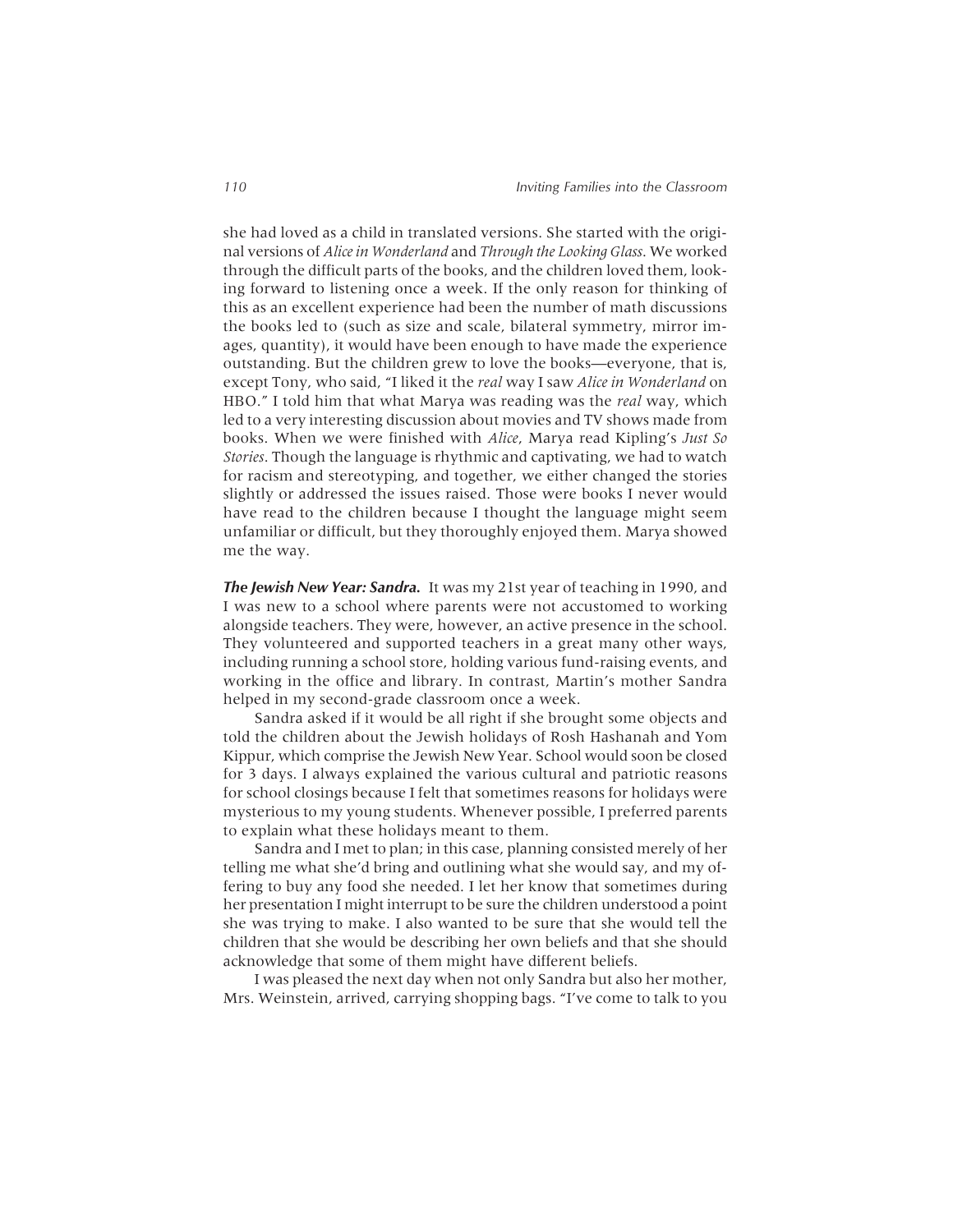she had loved as a child in translated versions. She started with the original versions of *Alice in Wonderland* and *Through the Looking Glass*. We worked through the difficult parts of the books, and the children loved them, looking forward to listening once a week. If the only reason for thinking of this as an excellent experience had been the number of math discussions the books led to (such as size and scale, bilateral symmetry, mirror images, quantity), it would have been enough to have made the experience outstanding. But the children grew to love the books—everyone, that is, except Tony, who said, "I liked it the *real* way I saw *Alice in Wonderland* on HBO." I told him that what Marya was reading was the *real* way, which led to a very interesting discussion about movies and TV shows made from books. When we were finished with *Alice*, Marya read Kipling's *Just So Stories*. Though the language is rhythmic and captivating, we had to watch for racism and stereotyping, and together, we either changed the stories slightly or addressed the issues raised. Those were books I never would have read to the children because I thought the language might seem unfamiliar or difficult, but they thoroughly enjoyed them. Marya showed me the way.

***The Jewish New Year: Sandra.*** It was my 21st year of teaching in 1990, and I was new to a school where parents were not accustomed to working alongside teachers. They were, however, an active presence in the school. They volunteered and supported teachers in a great many other ways, including running a school store, holding various fund-raising events, and working in the office and library. In contrast, Martin's mother Sandra helped in my second-grade classroom once a week.

Sandra asked if it would be all right if she brought some objects and told the children about the Jewish holidays of Rosh Hashanah and Yom Kippur, which comprise the Jewish New Year. School would soon be closed for 3 days. I always explained the various cultural and patriotic reasons for school closings because I felt that sometimes reasons for holidays were mysterious to my young students. Whenever possible, I preferred parents to explain what these holidays meant to them.

Sandra and I met to plan; in this case, planning consisted merely of her telling me what she'd bring and outlining what she would say, and my offering to buy any food she needed. I let her know that sometimes during her presentation I might interrupt to be sure the children understood a point she was trying to make. I also wanted to be sure that she would tell the children that she would be describing her own beliefs and that she should acknowledge that some of them might have different beliefs.

I was pleased the next day when not only Sandra but also her mother, Mrs. Weinstein, arrived, carrying shopping bags. "I've come to talk to you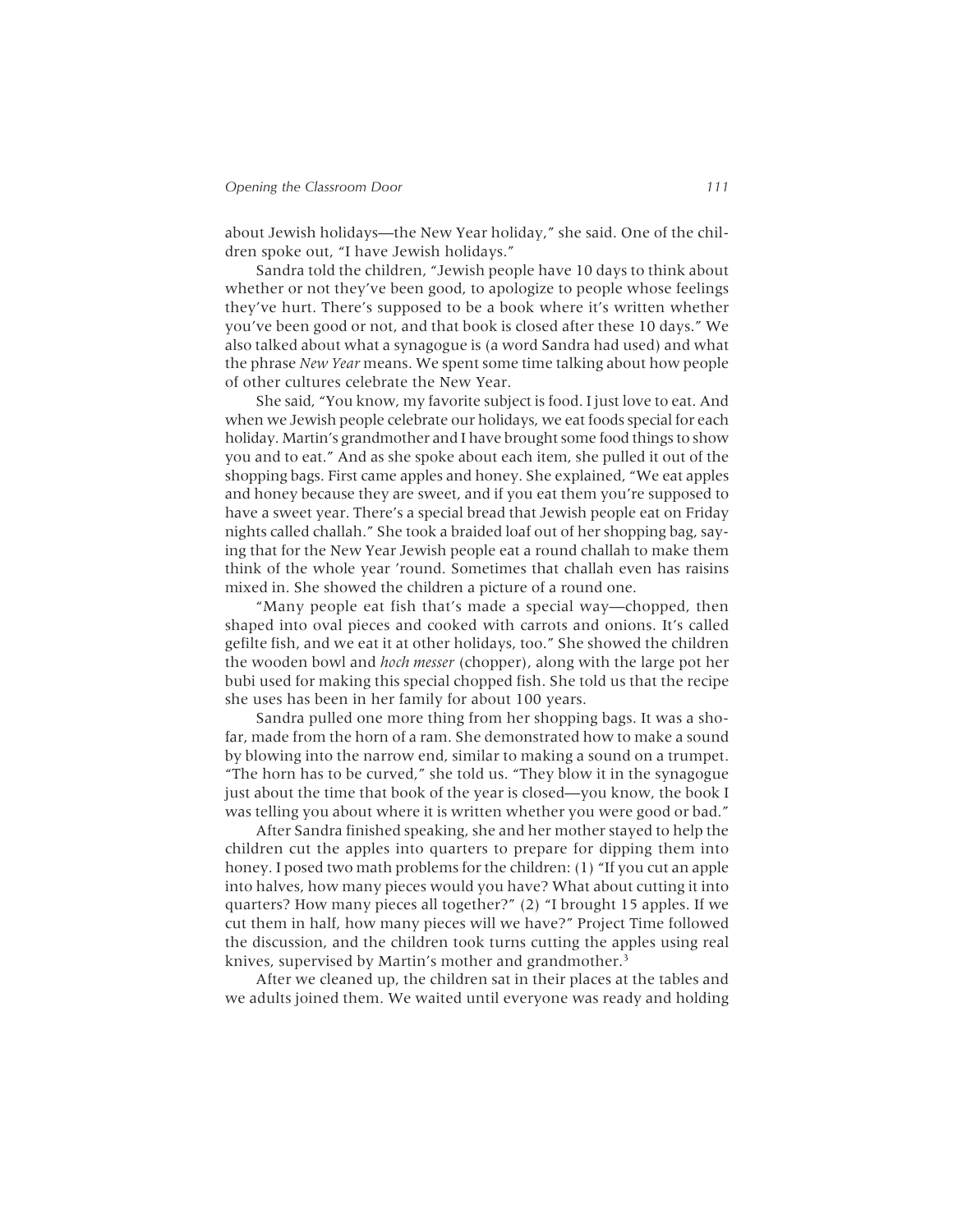about Jewish holidays—the New Year holiday," she said. One of the children spoke out, "I have Jewish holidays."

Sandra told the children, "Jewish people have 10 days to think about whether or not they've been good, to apologize to people whose feelings they've hurt. There's supposed to be a book where it's written whether you've been good or not, and that book is closed after these 10 days." We also talked about what a synagogue is (a word Sandra had used) and what the phrase *New Year* means. We spent some time talking about how people of other cultures celebrate the New Year.

She said, "You know, my favorite subject is food. I just love to eat. And when we Jewish people celebrate our holidays, we eat foods special for each holiday. Martin's grandmother and I have brought some food things to show you and to eat." And as she spoke about each item, she pulled it out of the shopping bags. First came apples and honey. She explained, "We eat apples and honey because they are sweet, and if you eat them you're supposed to have a sweet year. There's a special bread that Jewish people eat on Friday nights called challah." She took a braided loaf out of her shopping bag, saying that for the New Year Jewish people eat a round challah to make them think of the whole year 'round. Sometimes that challah even has raisins mixed in. She showed the children a picture of a round one.

"Many people eat fish that's made a special way—chopped, then shaped into oval pieces and cooked with carrots and onions. It's called gefilte fish, and we eat it at other holidays, too." She showed the children the wooden bowl and *hoch messer* (chopper), along with the large pot her bubi used for making this special chopped fish. She told us that the recipe she uses has been in her family for about 100 years.

Sandra pulled one more thing from her shopping bags. It was a shofar, made from the horn of a ram. She demonstrated how to make a sound by blowing into the narrow end, similar to making a sound on a trumpet. "The horn has to be curved," she told us. "They blow it in the synagogue just about the time that book of the year is closed—you know, the book I was telling you about where it is written whether you were good or bad."

After Sandra finished speaking, she and her mother stayed to help the children cut the apples into quarters to prepare for dipping them into honey. I posed two math problems for the children: (1) "If you cut an apple into halves, how many pieces would you have? What about cutting it into quarters? How many pieces all together?" (2) "I brought 15 apples. If we cut them in half, how many pieces will we have?" Project Time followed the discussion, and the children took turns cutting the apples using real knives, supervised by Martin's mother and grandmother.[3]

After we cleaned up, the children sat in their places at the tables and we adults joined them. We waited until everyone was ready and holding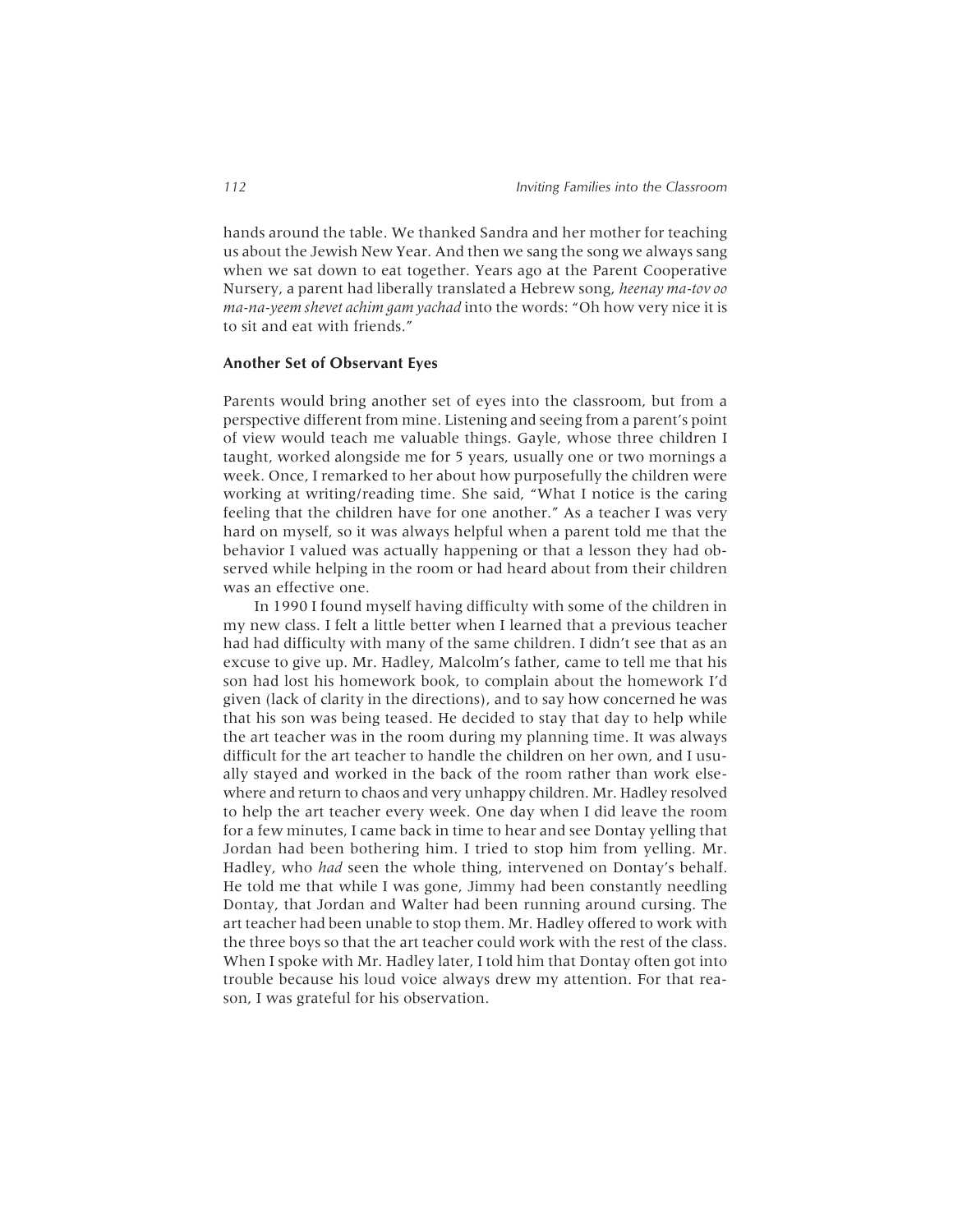hands around the table. We thanked Sandra and her mother for teaching us about the Jewish New Year. And then we sang the song we always sang when we sat down to eat together. Years ago at the Parent Cooperative Nursery, a parent had liberally translated a Hebrew song, *heenay ma-tov oo ma-na-yeem shevet achim gam yachad* into the words: "Oh how very nice it is to sit and eat with friends."

## Another Set of Observant Eyes

Parents would bring another set of eyes into the classroom, but from a perspective different from mine. Listening and seeing from a parent's point of view would teach me valuable things. Gayle, whose three children I taught, worked alongside me for 5 years, usually one or two mornings a week. Once, I remarked to her about how purposefully the children were working at writing/reading time. She said, "What I notice is the caring feeling that the children have for one another." As a teacher I was very hard on myself, so it was always helpful when a parent told me that the behavior I valued was actually happening or that a lesson they had observed while helping in the room or had heard about from their children was an effective one.

In 1990 I found myself having difficulty with some of the children in my new class. I felt a little better when I learned that a previous teacher had had difficulty with many of the same children. I didn't see that as an excuse to give up. Mr. Hadley, Malcolm's father, came to tell me that his son had lost his homework book, to complain about the homework I'd given (lack of clarity in the directions), and to say how concerned he was that his son was being teased. He decided to stay that day to help while the art teacher was in the room during my planning time. It was always difficult for the art teacher to handle the children on her own, and I usually stayed and worked in the back of the room rather than work elsewhere and return to chaos and very unhappy children. Mr. Hadley resolved to help the art teacher every week. One day when I did leave the room for a few minutes, I came back in time to hear and see Dontay yelling that Jordan had been bothering him. I tried to stop him from yelling. Mr. Hadley, who *had* seen the whole thing, intervened on Dontay's behalf. He told me that while I was gone, Jimmy had been constantly needling Dontay, that Jordan and Walter had been running around cursing. The art teacher had been unable to stop them. Mr. Hadley offered to work with the three boys so that the art teacher could work with the rest of the class. When I spoke with Mr. Hadley later, I told him that Dontay often got into trouble because his loud voice always drew my attention. For that reason, I was grateful for his observation.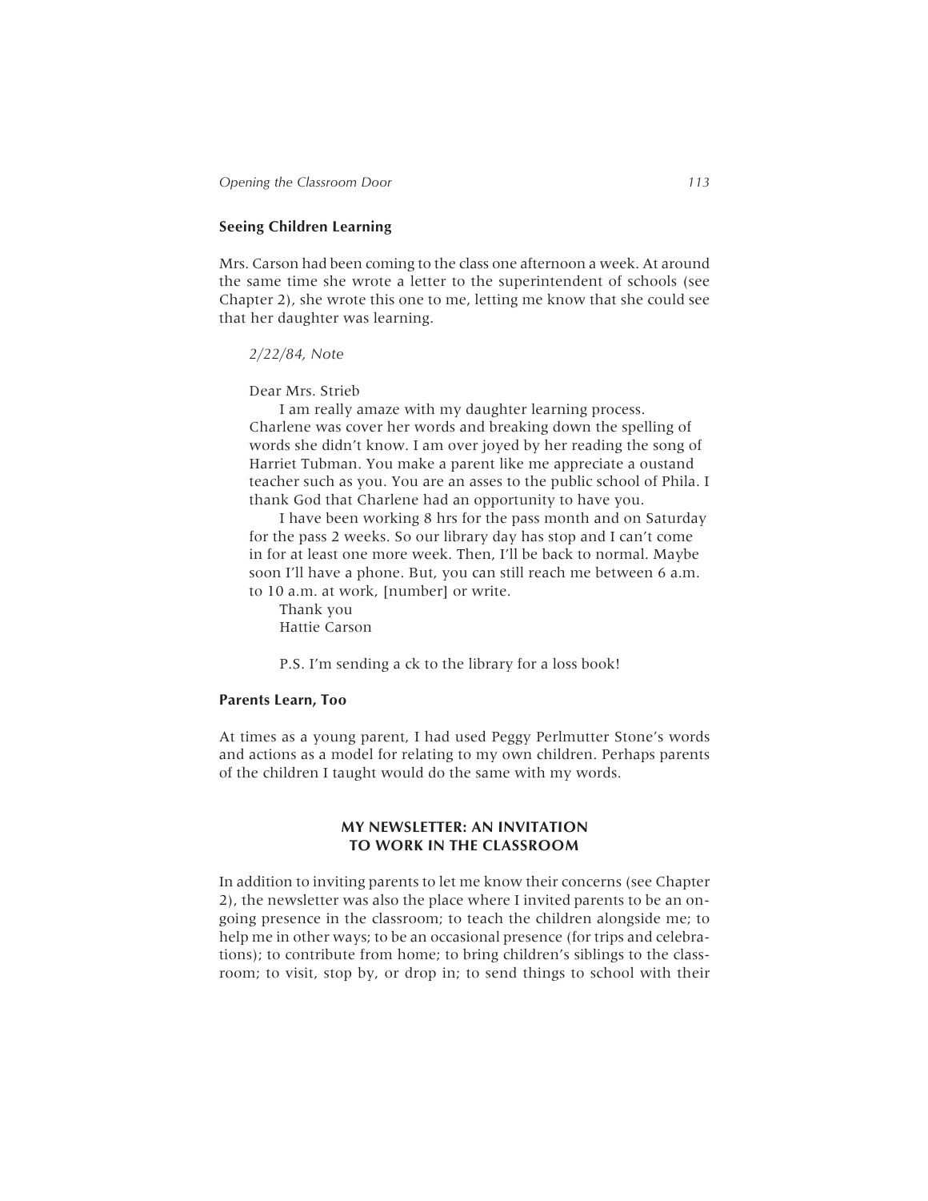### Seeing Children Learning

Mrs. Carson had been coming to the class one afternoon a week. At around the same time she wrote a letter to the superintendent of schools (see Chapter 2), she wrote this one to me, letting me know that she could see that her daughter was learning.

> *2/22/84, Note*
>
> Dear Mrs. Strieb
>
> I am really amaze with my daughter learning process. Charlene was cover her words and breaking down the spelling of words she didn't know. I am over joyed by her reading the song of Harriet Tubman. You make a parent like me appreciate a oustand teacher such as you. You are an asses to the public school of Phila. I thank God that Charlene had an opportunity to have you.
>
> I have been working 8 hrs for the pass month and on Saturday for the pass 2 weeks. So our library day has stop and I can't come in for at least one more week. Then, I'll be back to normal. Maybe soon I'll have a phone. But, you can still reach me between 6 a.m. to 10 a.m. at work, [number] or write.
>
> Thank you
> Hattie Carson
>
> P.S. I'm sending a ck to the library for a loss book!

### Parents Learn, Too

At times as a young parent, I had used Peggy Perlmutter Stone's words and actions as a model for relating to my own children. Perhaps parents of the children I taught would do the same with my words.

## MY NEWSLETTER: AN INVITATION TO WORK IN THE CLASSROOM

In addition to inviting parents to let me know their concerns (see Chapter 2), the newsletter was also the place where I invited parents to be an ongoing presence in the classroom; to teach the children alongside me; to help me in other ways; to be an occasional presence (for trips and celebrations); to contribute from home; to bring children's siblings to the classroom; to visit, stop by, or drop in; to send things to school with their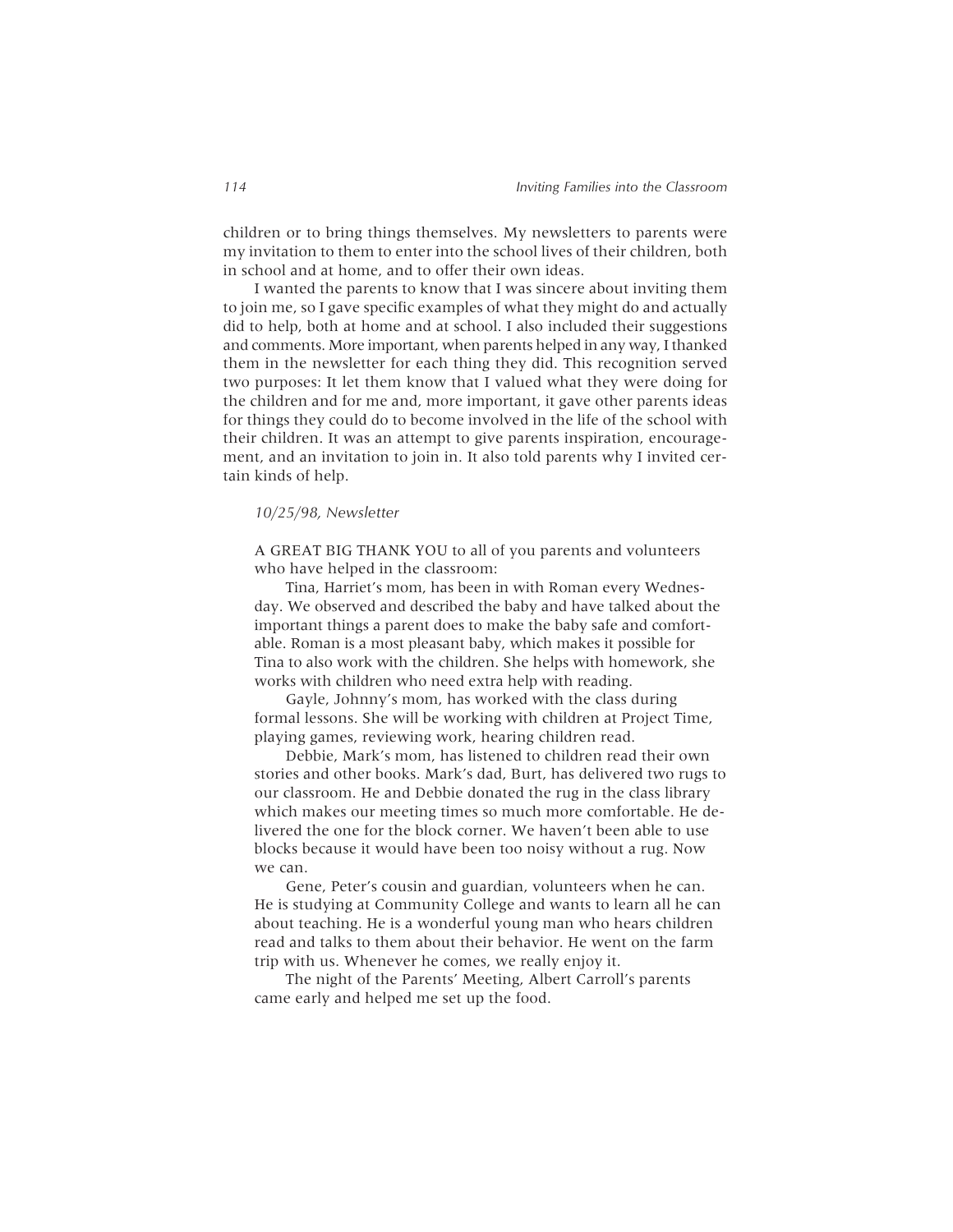children or to bring things themselves. My newsletters to parents were my invitation to them to enter into the school lives of their children, both in school and at home, and to offer their own ideas.

I wanted the parents to know that I was sincere about inviting them to join me, so I gave specific examples of what they might do and actually did to help, both at home and at school. I also included their suggestions and comments. More important, when parents helped in any way, I thanked them in the newsletter for each thing they did. This recognition served two purposes: It let them know that I valued what they were doing for the children and for me and, more important, it gave other parents ideas for things they could do to become involved in the life of the school with their children. It was an attempt to give parents inspiration, encouragement, and an invitation to join in. It also told parents why I invited certain kinds of help.

*10/25/98, Newsletter*

> A GREAT BIG THANK YOU to all of you parents and volunteers who have helped in the classroom:
>
> Tina, Harriet's mom, has been in with Roman every Wednesday. We observed and described the baby and have talked about the important things a parent does to make the baby safe and comfortable. Roman is a most pleasant baby, which makes it possible for Tina to also work with the children. She helps with homework, she works with children who need extra help with reading.
>
> Gayle, Johnny's mom, has worked with the class during formal lessons. She will be working with children at Project Time, playing games, reviewing work, hearing children read.
>
> Debbie, Mark's mom, has listened to children read their own stories and other books. Mark's dad, Burt, has delivered two rugs to our classroom. He and Debbie donated the rug in the class library which makes our meeting times so much more comfortable. He delivered the one for the block corner. We haven't been able to use blocks because it would have been too noisy without a rug. Now we can.
>
> Gene, Peter's cousin and guardian, volunteers when he can. He is studying at Community College and wants to learn all he can about teaching. He is a wonderful young man who hears children read and talks to them about their behavior. He went on the farm trip with us. Whenever he comes, we really enjoy it.
>
> The night of the Parents' Meeting, Albert Carroll's parents came early and helped me set up the food.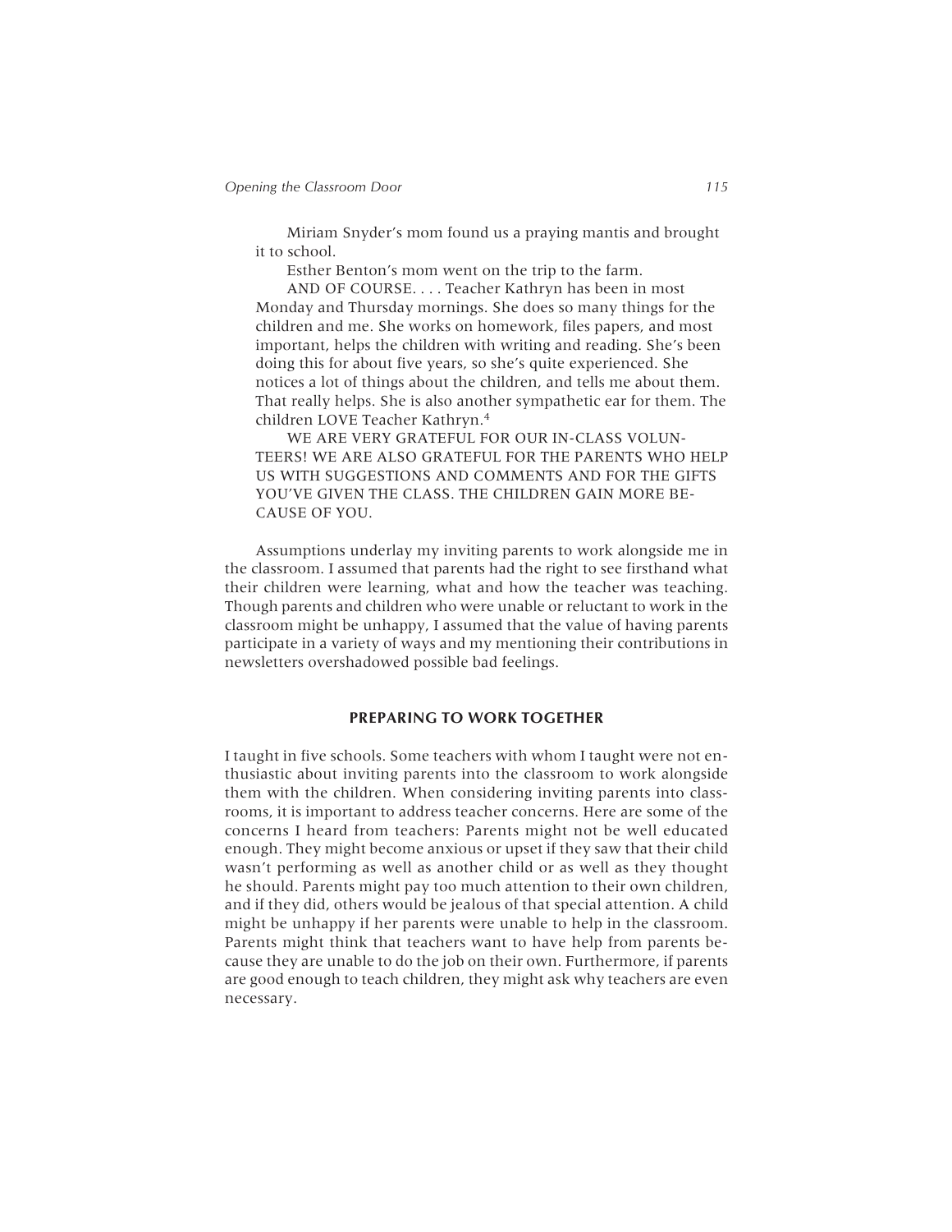Miriam Snyder's mom found us a praying mantis and brought it to school.

Esther Benton's mom went on the trip to the farm.

AND OF COURSE. . . . Teacher Kathryn has been in most Monday and Thursday mornings. She does so many things for the children and me. She works on homework, files papers, and most important, helps the children with writing and reading. She's been doing this for about five years, so she's quite experienced. She notices a lot of things about the children, and tells me about them. That really helps. She is also another sympathetic ear for them. The children LOVE Teacher Kathryn.[4]

WE ARE VERY GRATEFUL FOR OUR IN-CLASS VOLUNTEERS! WE ARE ALSO GRATEFUL FOR THE PARENTS WHO HELP US WITH SUGGESTIONS AND COMMENTS AND FOR THE GIFTS YOU'VE GIVEN THE CLASS. THE CHILDREN GAIN MORE BECAUSE OF YOU.

Assumptions underlay my inviting parents to work alongside me in the classroom. I assumed that parents had the right to see firsthand what their children were learning, what and how the teacher was teaching. Though parents and children who were unable or reluctant to work in the classroom might be unhappy, I assumed that the value of having parents participate in a variety of ways and my mentioning their contributions in newsletters overshadowed possible bad feelings.

## PREPARING TO WORK TOGETHER

I taught in five schools. Some teachers with whom I taught were not enthusiastic about inviting parents into the classroom to work alongside them with the children. When considering inviting parents into classrooms, it is important to address teacher concerns. Here are some of the concerns I heard from teachers: Parents might not be well educated enough. They might become anxious or upset if they saw that their child wasn't performing as well as another child or as well as they thought he should. Parents might pay too much attention to their own children, and if they did, others would be jealous of that special attention. A child might be unhappy if her parents were unable to help in the classroom. Parents might think that teachers want to have help from parents because they are unable to do the job on their own. Furthermore, if parents are good enough to teach children, they might ask why teachers are even necessary.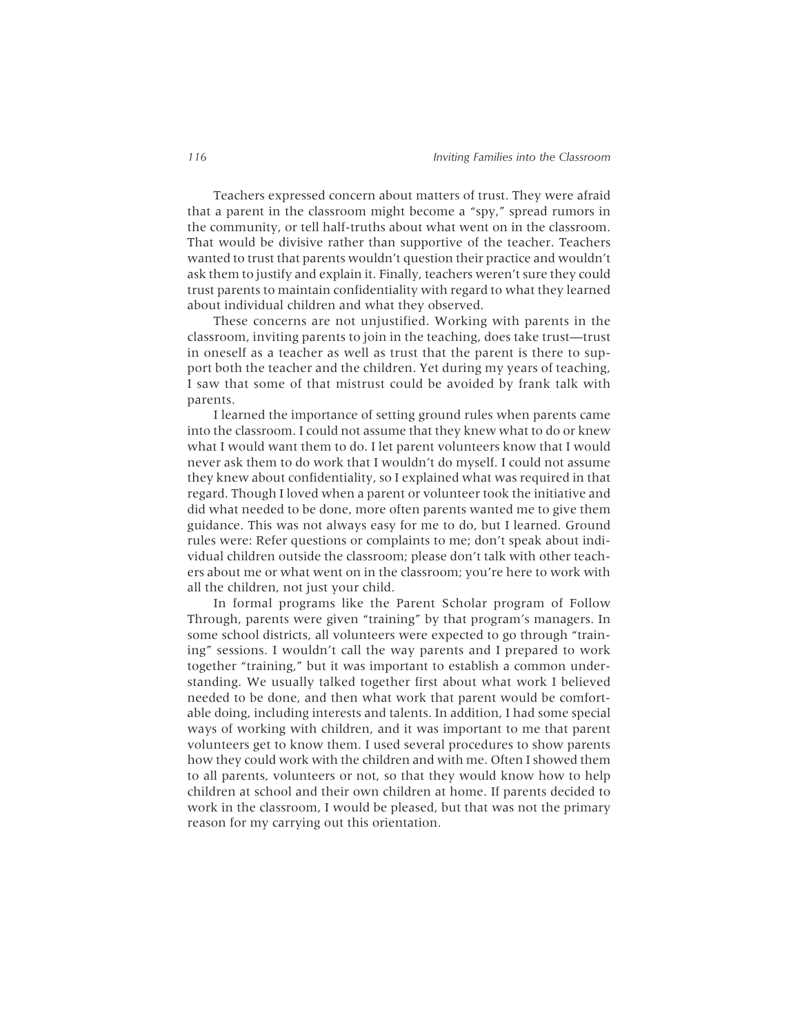Teachers expressed concern about matters of trust. They were afraid that a parent in the classroom might become a "spy," spread rumors in the community, or tell half-truths about what went on in the classroom. That would be divisive rather than supportive of the teacher. Teachers wanted to trust that parents wouldn't question their practice and wouldn't ask them to justify and explain it. Finally, teachers weren't sure they could trust parents to maintain confidentiality with regard to what they learned about individual children and what they observed.

These concerns are not unjustified. Working with parents in the classroom, inviting parents to join in the teaching, does take trust—trust in oneself as a teacher as well as trust that the parent is there to support both the teacher and the children. Yet during my years of teaching, I saw that some of that mistrust could be avoided by frank talk with parents.

I learned the importance of setting ground rules when parents came into the classroom. I could not assume that they knew what to do or knew what I would want them to do. I let parent volunteers know that I would never ask them to do work that I wouldn't do myself. I could not assume they knew about confidentiality, so I explained what was required in that regard. Though I loved when a parent or volunteer took the initiative and did what needed to be done, more often parents wanted me to give them guidance. This was not always easy for me to do, but I learned. Ground rules were: Refer questions or complaints to me; don't speak about individual children outside the classroom; please don't talk with other teachers about me or what went on in the classroom; you're here to work with all the children, not just your child.

In formal programs like the Parent Scholar program of Follow Through, parents were given "training" by that program's managers. In some school districts, all volunteers were expected to go through "training" sessions. I wouldn't call the way parents and I prepared to work together "training," but it was important to establish a common understanding. We usually talked together first about what work I believed needed to be done, and then what work that parent would be comfortable doing, including interests and talents. In addition, I had some special ways of working with children, and it was important to me that parent volunteers get to know them. I used several procedures to show parents how they could work with the children and with me. Often I showed them to all parents, volunteers or not, so that they would know how to help children at school and their own children at home. If parents decided to work in the classroom, I would be pleased, but that was not the primary reason for my carrying out this orientation.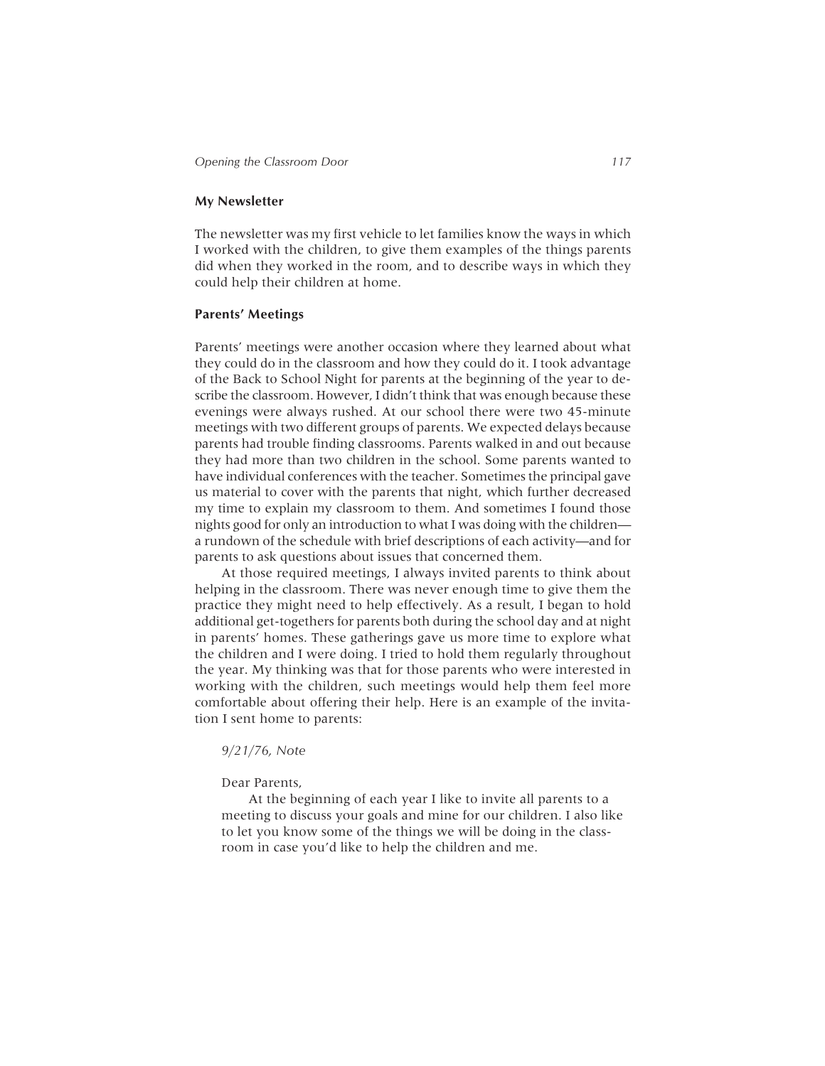### My Newsletter

The newsletter was my first vehicle to let families know the ways in which I worked with the children, to give them examples of the things parents did when they worked in the room, and to describe ways in which they could help their children at home.

### Parents' Meetings

Parents' meetings were another occasion where they learned about what they could do in the classroom and how they could do it. I took advantage of the Back to School Night for parents at the beginning of the year to describe the classroom. However, I didn't think that was enough because these evenings were always rushed. At our school there were two 45-minute meetings with two different groups of parents. We expected delays because parents had trouble finding classrooms. Parents walked in and out because they had more than two children in the school. Some parents wanted to have individual conferences with the teacher. Sometimes the principal gave us material to cover with the parents that night, which further decreased my time to explain my classroom to them. And sometimes I found those nights good for only an introduction to what I was doing with the children—a rundown of the schedule with brief descriptions of each activity—and for parents to ask questions about issues that concerned them.

At those required meetings, I always invited parents to think about helping in the classroom. There was never enough time to give them the practice they might need to help effectively. As a result, I began to hold additional get-togethers for parents both during the school day and at night in parents' homes. These gatherings gave us more time to explore what the children and I were doing. I tried to hold them regularly throughout the year. My thinking was that for those parents who were interested in working with the children, such meetings would help them feel more comfortable about offering their help. Here is an example of the invitation I sent home to parents:

> *9/21/76, Note*
>
> Dear Parents,
>
> At the beginning of each year I like to invite all parents to a meeting to discuss your goals and mine for our children. I also like to let you know some of the things we will be doing in the classroom in case you'd like to help the children and me.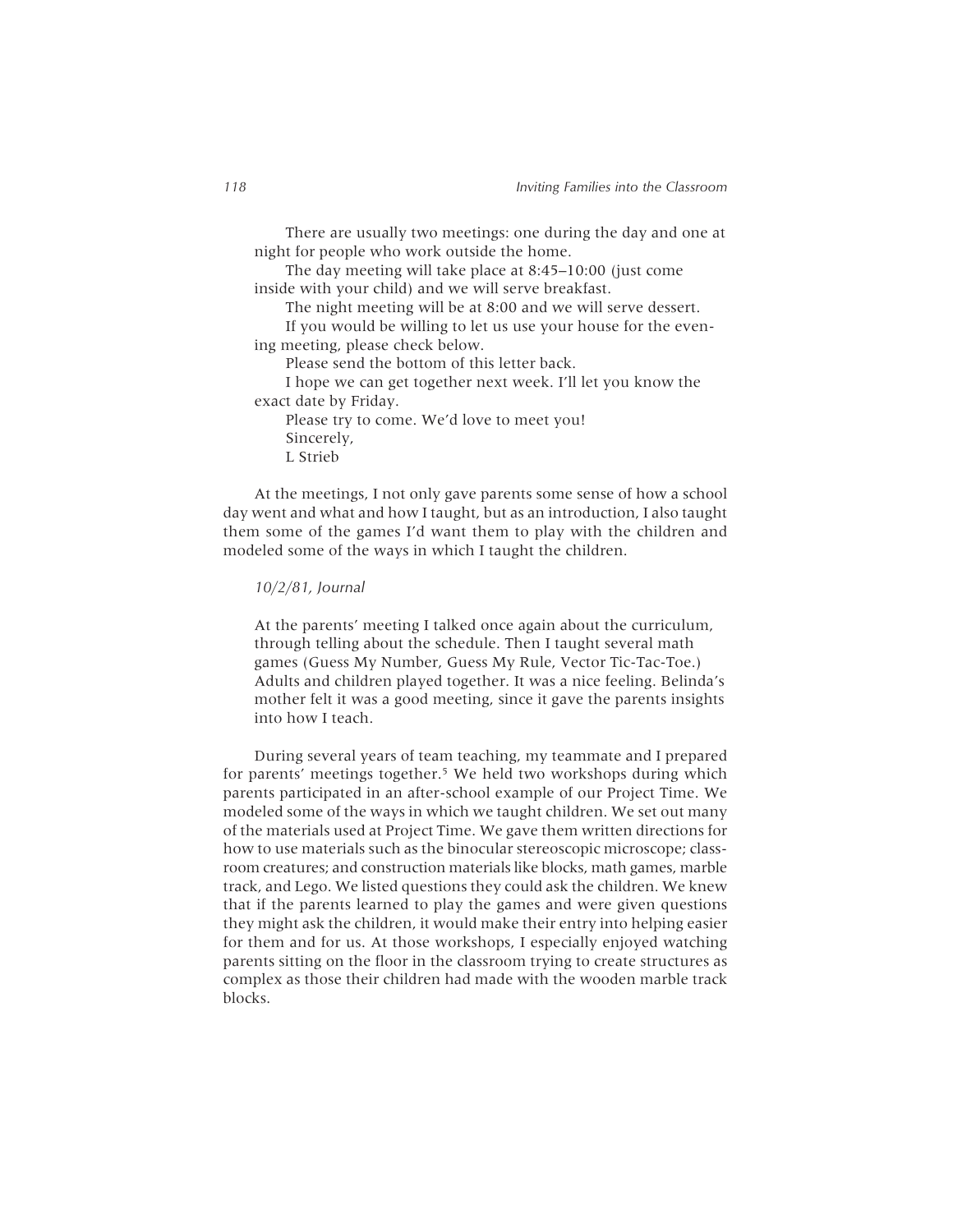There are usually two meetings: one during the day and one at night for people who work outside the home.

The day meeting will take place at 8:45–10:00 (just come inside with your child) and we will serve breakfast.

The night meeting will be at 8:00 and we will serve dessert.

If you would be willing to let us use your house for the evening meeting, please check below.

Please send the bottom of this letter back.

I hope we can get together next week. I'll let you know the exact date by Friday.

Please try to come. We'd love to meet you!

Sincerely,

L Strieb

At the meetings, I not only gave parents some sense of how a school day went and what and how I taught, but as an introduction, I also taught them some of the games I'd want them to play with the children and modeled some of the ways in which I taught the children.

*10/2/81, Journal*

> At the parents' meeting I talked once again about the curriculum, through telling about the schedule. Then I taught several math games (Guess My Number, Guess My Rule, Vector Tic-Tac-Toe.) Adults and children played together. It was a nice feeling. Belinda's mother felt it was a good meeting, since it gave the parents insights into how I teach.

During several years of team teaching, my teammate and I prepared for parents' meetings together.[5] We held two workshops during which parents participated in an after-school example of our Project Time. We modeled some of the ways in which we taught children. We set out many of the materials used at Project Time. We gave them written directions for how to use materials such as the binocular stereoscopic microscope; classroom creatures; and construction materials like blocks, math games, marble track, and Lego. We listed questions they could ask the children. We knew that if the parents learned to play the games and were given questions they might ask the children, it would make their entry into helping easier for them and for us. At those workshops, I especially enjoyed watching parents sitting on the floor in the classroom trying to create structures as complex as those their children had made with the wooden marble track blocks.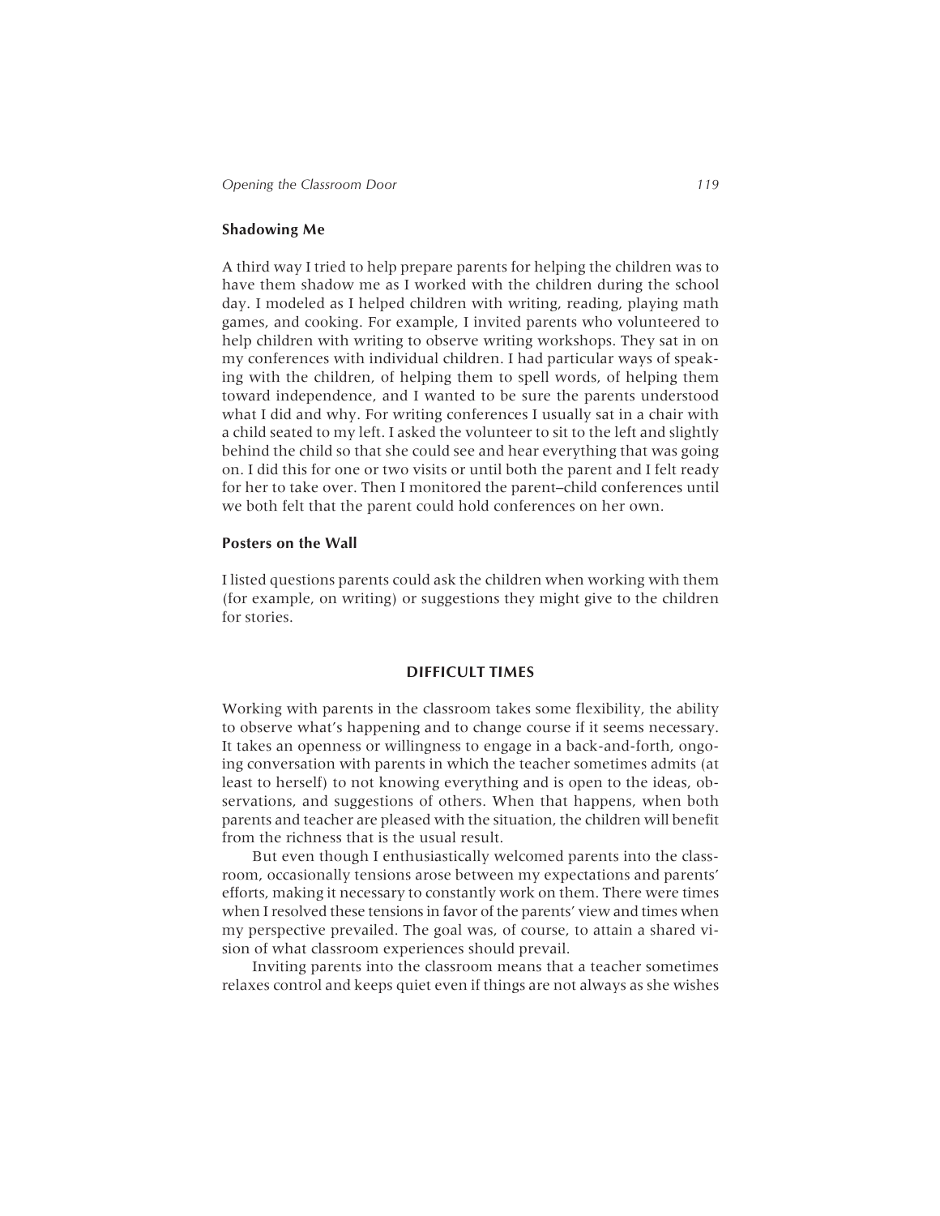### Shadowing Me

A third way I tried to help prepare parents for helping the children was to have them shadow me as I worked with the children during the school day. I modeled as I helped children with writing, reading, playing math games, and cooking. For example, I invited parents who volunteered to help children with writing to observe writing workshops. They sat in on my conferences with individual children. I had particular ways of speaking with the children, of helping them to spell words, of helping them toward independence, and I wanted to be sure the parents understood what I did and why. For writing conferences I usually sat in a chair with a child seated to my left. I asked the volunteer to sit to the left and slightly behind the child so that she could see and hear everything that was going on. I did this for one or two visits or until both the parent and I felt ready for her to take over. Then I monitored the parent–child conferences until we both felt that the parent could hold conferences on her own.

### Posters on the Wall

I listed questions parents could ask the children when working with them (for example, on writing) or suggestions they might give to the children for stories.

## DIFFICULT TIMES

Working with parents in the classroom takes some flexibility, the ability to observe what's happening and to change course if it seems necessary. It takes an openness or willingness to engage in a back-and-forth, ongoing conversation with parents in which the teacher sometimes admits (at least to herself) to not knowing everything and is open to the ideas, observations, and suggestions of others. When that happens, when both parents and teacher are pleased with the situation, the children will benefit from the richness that is the usual result.

But even though I enthusiastically welcomed parents into the classroom, occasionally tensions arose between my expectations and parents' efforts, making it necessary to constantly work on them. There were times when I resolved these tensions in favor of the parents' view and times when my perspective prevailed. The goal was, of course, to attain a shared vision of what classroom experiences should prevail.

Inviting parents into the classroom means that a teacher sometimes relaxes control and keeps quiet even if things are not always as she wishes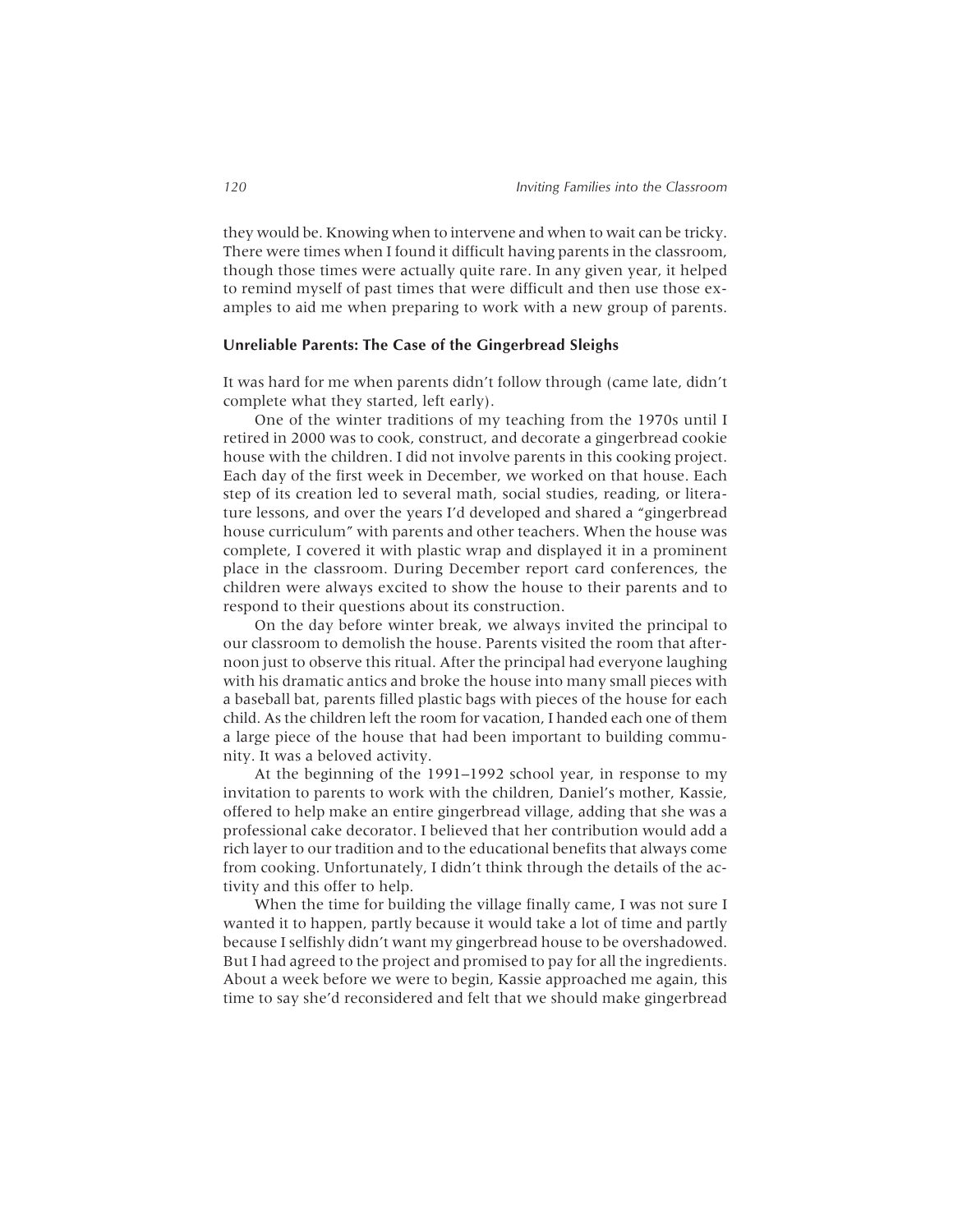they would be. Knowing when to intervene and when to wait can be tricky. There were times when I found it difficult having parents in the classroom, though those times were actually quite rare. In any given year, it helped to remind myself of past times that were difficult and then use those examples to aid me when preparing to work with a new group of parents.

### Unreliable Parents: The Case of the Gingerbread Sleighs

It was hard for me when parents didn't follow through (came late, didn't complete what they started, left early).

One of the winter traditions of my teaching from the 1970s until I retired in 2000 was to cook, construct, and decorate a gingerbread cookie house with the children. I did not involve parents in this cooking project. Each day of the first week in December, we worked on that house. Each step of its creation led to several math, social studies, reading, or literature lessons, and over the years I'd developed and shared a "gingerbread house curriculum" with parents and other teachers. When the house was complete, I covered it with plastic wrap and displayed it in a prominent place in the classroom. During December report card conferences, the children were always excited to show the house to their parents and to respond to their questions about its construction.

On the day before winter break, we always invited the principal to our classroom to demolish the house. Parents visited the room that afternoon just to observe this ritual. After the principal had everyone laughing with his dramatic antics and broke the house into many small pieces with a baseball bat, parents filled plastic bags with pieces of the house for each child. As the children left the room for vacation, I handed each one of them a large piece of the house that had been important to building community. It was a beloved activity.

At the beginning of the 1991–1992 school year, in response to my invitation to parents to work with the children, Daniel's mother, Kassie, offered to help make an entire gingerbread village, adding that she was a professional cake decorator. I believed that her contribution would add a rich layer to our tradition and to the educational benefits that always come from cooking. Unfortunately, I didn't think through the details of the activity and this offer to help.

When the time for building the village finally came, I was not sure I wanted it to happen, partly because it would take a lot of time and partly because I selfishly didn't want my gingerbread house to be overshadowed. But I had agreed to the project and promised to pay for all the ingredients. About a week before we were to begin, Kassie approached me again, this time to say she'd reconsidered and felt that we should make gingerbread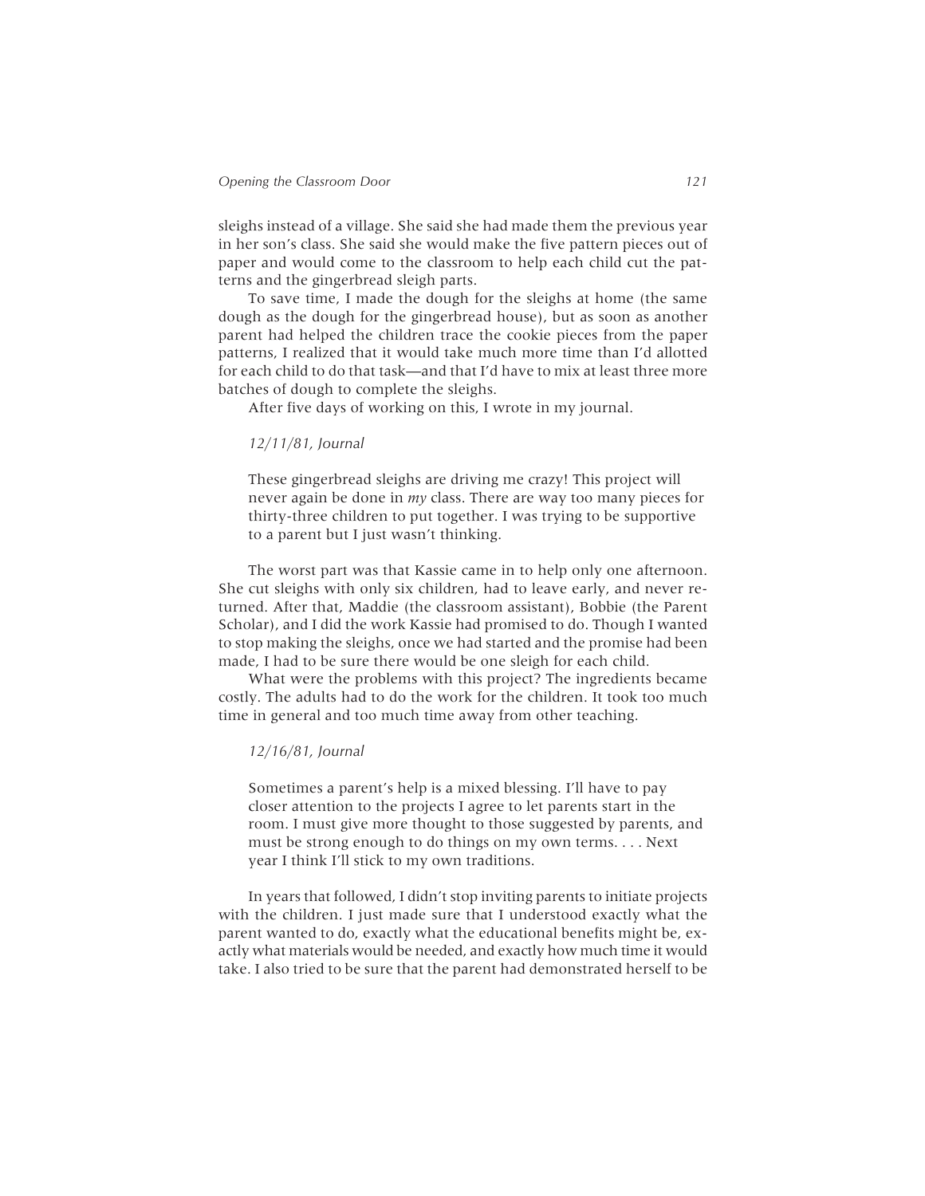sleighs instead of a village. She said she had made them the previous year in her son's class. She said she would make the five pattern pieces out of paper and would come to the classroom to help each child cut the patterns and the gingerbread sleigh parts.

To save time, I made the dough for the sleighs at home (the same dough as the dough for the gingerbread house), but as soon as another parent had helped the children trace the cookie pieces from the paper patterns, I realized that it would take much more time than I'd allotted for each child to do that task—and that I'd have to mix at least three more batches of dough to complete the sleighs.

After five days of working on this, I wrote in my journal.

*12/11/81, Journal*

> These gingerbread sleighs are driving me crazy! This project will never again be done in *my* class. There are way too many pieces for thirty-three children to put together. I was trying to be supportive to a parent but I just wasn't thinking.

The worst part was that Kassie came in to help only one afternoon. She cut sleighs with only six children, had to leave early, and never returned. After that, Maddie (the classroom assistant), Bobbie (the Parent Scholar), and I did the work Kassie had promised to do. Though I wanted to stop making the sleighs, once we had started and the promise had been made, I had to be sure there would be one sleigh for each child.

What were the problems with this project? The ingredients became costly. The adults had to do the work for the children. It took too much time in general and too much time away from other teaching.

*12/16/81, Journal*

> Sometimes a parent's help is a mixed blessing. I'll have to pay closer attention to the projects I agree to let parents start in the room. I must give more thought to those suggested by parents, and must be strong enough to do things on my own terms. . . . Next year I think I'll stick to my own traditions.

In years that followed, I didn't stop inviting parents to initiate projects with the children. I just made sure that I understood exactly what the parent wanted to do, exactly what the educational benefits might be, exactly what materials would be needed, and exactly how much time it would take. I also tried to be sure that the parent had demonstrated herself to be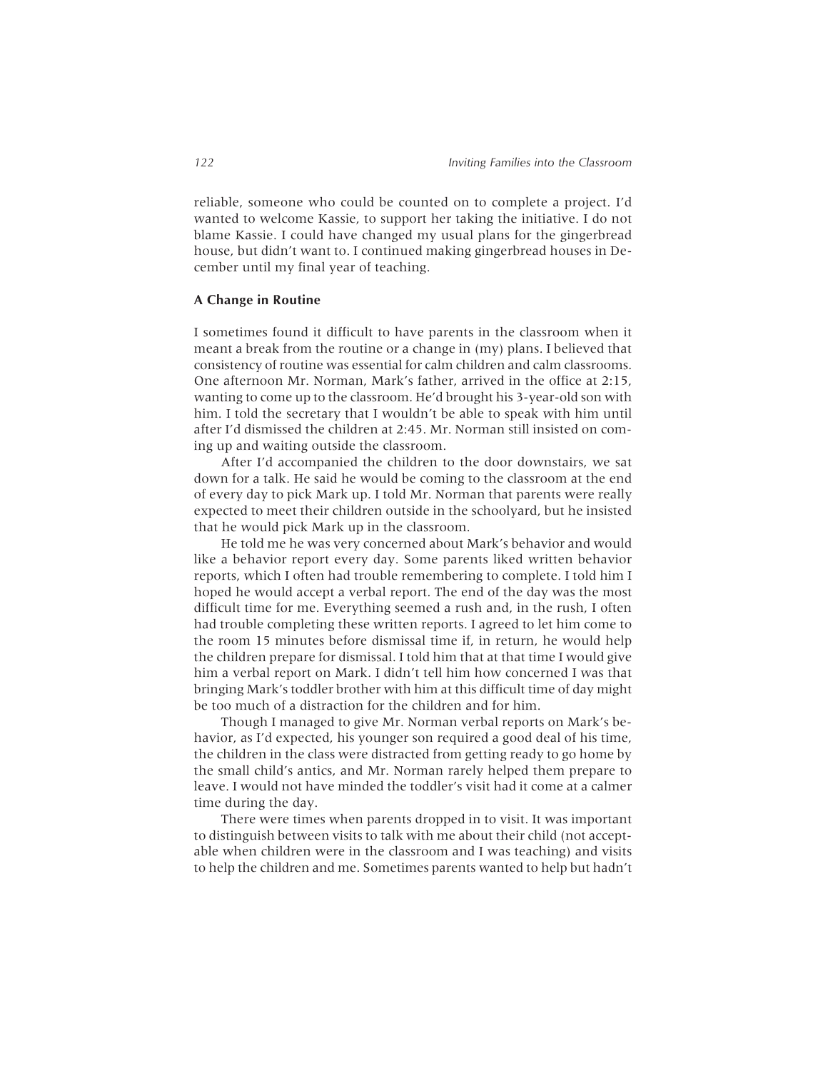reliable, someone who could be counted on to complete a project. I'd wanted to welcome Kassie, to support her taking the initiative. I do not blame Kassie. I could have changed my usual plans for the gingerbread house, but didn't want to. I continued making gingerbread houses in December until my final year of teaching.

### A Change in Routine

I sometimes found it difficult to have parents in the classroom when it meant a break from the routine or a change in (my) plans. I believed that consistency of routine was essential for calm children and calm classrooms. One afternoon Mr. Norman, Mark's father, arrived in the office at 2:15, wanting to come up to the classroom. He'd brought his 3-year-old son with him. I told the secretary that I wouldn't be able to speak with him until after I'd dismissed the children at 2:45. Mr. Norman still insisted on coming up and waiting outside the classroom.

After I'd accompanied the children to the door downstairs, we sat down for a talk. He said he would be coming to the classroom at the end of every day to pick Mark up. I told Mr. Norman that parents were really expected to meet their children outside in the schoolyard, but he insisted that he would pick Mark up in the classroom.

He told me he was very concerned about Mark's behavior and would like a behavior report every day. Some parents liked written behavior reports, which I often had trouble remembering to complete. I told him I hoped he would accept a verbal report. The end of the day was the most difficult time for me. Everything seemed a rush and, in the rush, I often had trouble completing these written reports. I agreed to let him come to the room 15 minutes before dismissal time if, in return, he would help the children prepare for dismissal. I told him that at that time I would give him a verbal report on Mark. I didn't tell him how concerned I was that bringing Mark's toddler brother with him at this difficult time of day might be too much of a distraction for the children and for him.

Though I managed to give Mr. Norman verbal reports on Mark's behavior, as I'd expected, his younger son required a good deal of his time, the children in the class were distracted from getting ready to go home by the small child's antics, and Mr. Norman rarely helped them prepare to leave. I would not have minded the toddler's visit had it come at a calmer time during the day.

There were times when parents dropped in to visit. It was important to distinguish between visits to talk with me about their child (not acceptable when children were in the classroom and I was teaching) and visits to help the children and me. Sometimes parents wanted to help but hadn't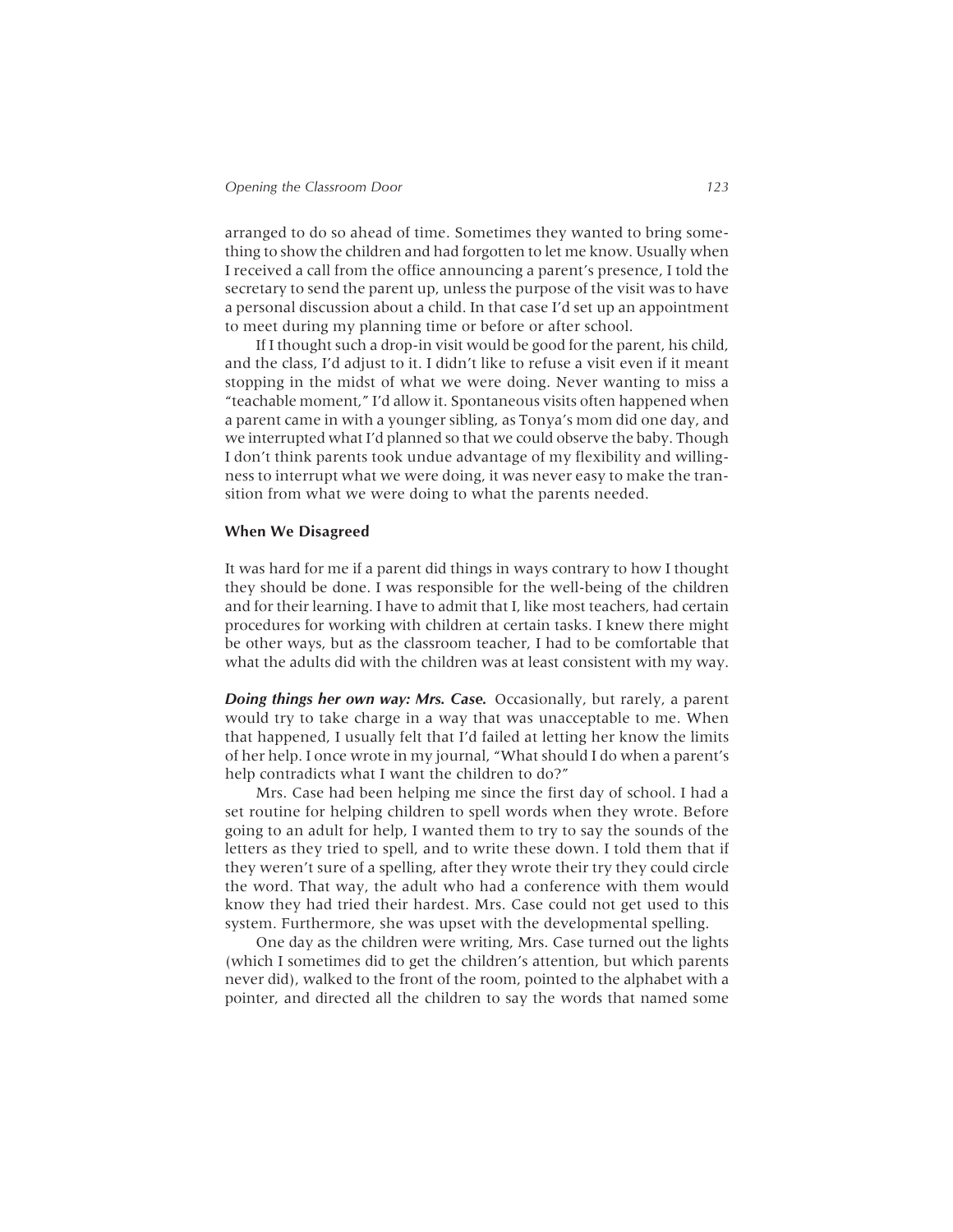arranged to do so ahead of time. Sometimes they wanted to bring something to show the children and had forgotten to let me know. Usually when I received a call from the office announcing a parent's presence, I told the secretary to send the parent up, unless the purpose of the visit was to have a personal discussion about a child. In that case I'd set up an appointment to meet during my planning time or before or after school.

If I thought such a drop-in visit would be good for the parent, his child, and the class, I'd adjust to it. I didn't like to refuse a visit even if it meant stopping in the midst of what we were doing. Never wanting to miss a "teachable moment," I'd allow it. Spontaneous visits often happened when a parent came in with a younger sibling, as Tonya's mom did one day, and we interrupted what I'd planned so that we could observe the baby. Though I don't think parents took undue advantage of my flexibility and willingness to interrupt what we were doing, it was never easy to make the transition from what we were doing to what the parents needed.

### When We Disagreed

It was hard for me if a parent did things in ways contrary to how I thought they should be done. I was responsible for the well-being of the children and for their learning. I have to admit that I, like most teachers, had certain procedures for working with children at certain tasks. I knew there might be other ways, but as the classroom teacher, I had to be comfortable that what the adults did with the children was at least consistent with my way.

***Doing things her own way: Mrs. Case.*** Occasionally, but rarely, a parent would try to take charge in a way that was unacceptable to me. When that happened, I usually felt that I'd failed at letting her know the limits of her help. I once wrote in my journal, "What should I do when a parent's help contradicts what I want the children to do?"

Mrs. Case had been helping me since the first day of school. I had a set routine for helping children to spell words when they wrote. Before going to an adult for help, I wanted them to try to say the sounds of the letters as they tried to spell, and to write these down. I told them that if they weren't sure of a spelling, after they wrote their try they could circle the word. That way, the adult who had a conference with them would know they had tried their hardest. Mrs. Case could not get used to this system. Furthermore, she was upset with the developmental spelling.

One day as the children were writing, Mrs. Case turned out the lights (which I sometimes did to get the children's attention, but which parents never did), walked to the front of the room, pointed to the alphabet with a pointer, and directed all the children to say the words that named some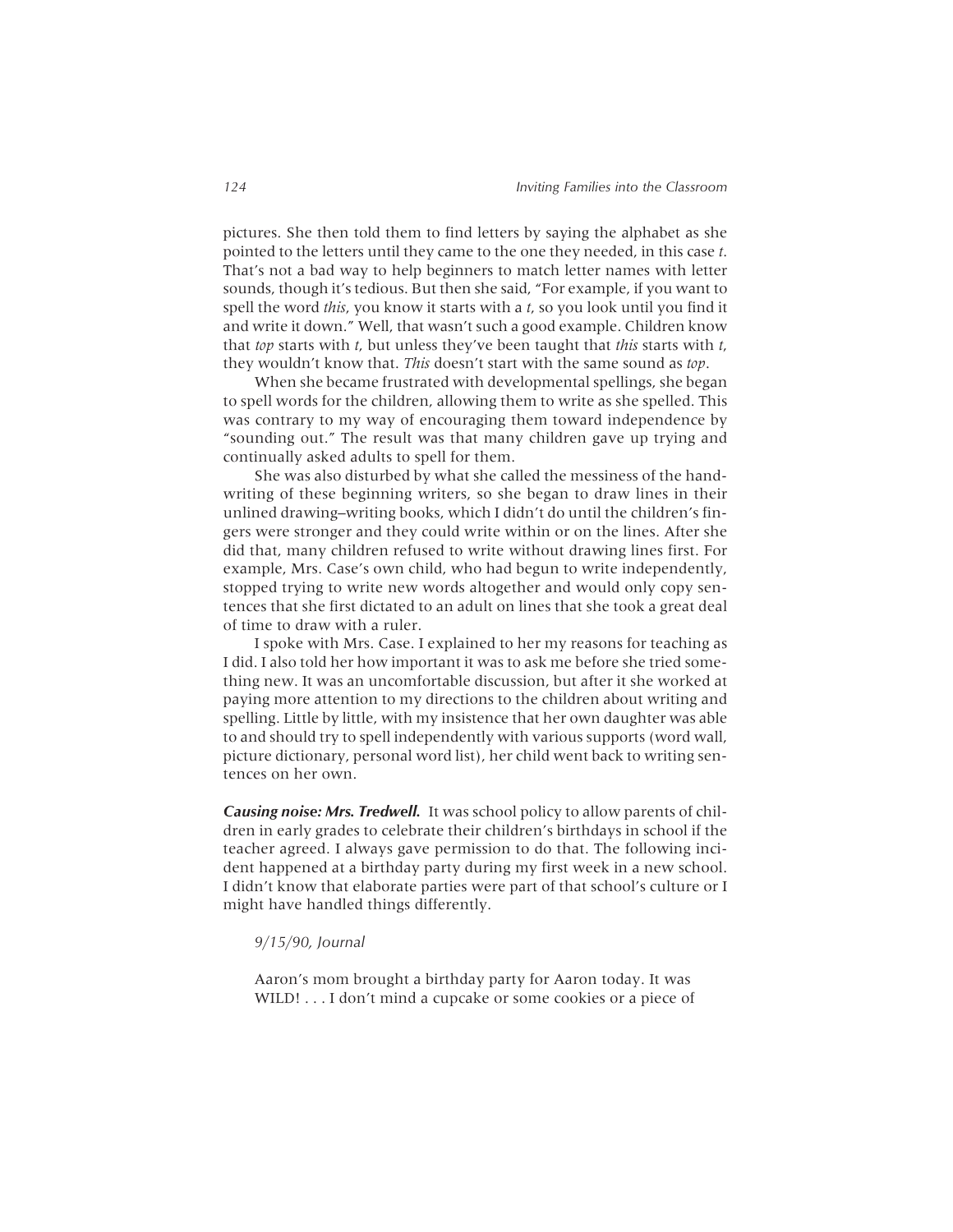pictures. She then told them to find letters by saying the alphabet as she pointed to the letters until they came to the one they needed, in this case *t*. That's not a bad way to help beginners to match letter names with letter sounds, though it's tedious. But then she said, "For example, if you want to spell the word *this*, you know it starts with a *t*, so you look until you find it and write it down." Well, that wasn't such a good example. Children know that *top* starts with *t*, but unless they've been taught that *this* starts with *t*, they wouldn't know that. *This* doesn't start with the same sound as *top*.

When she became frustrated with developmental spellings, she began to spell words for the children, allowing them to write as she spelled. This was contrary to my way of encouraging them toward independence by "sounding out." The result was that many children gave up trying and continually asked adults to spell for them.

She was also disturbed by what she called the messiness of the handwriting of these beginning writers, so she began to draw lines in their unlined drawing–writing books, which I didn't do until the children's fingers were stronger and they could write within or on the lines. After she did that, many children refused to write without drawing lines first. For example, Mrs. Case's own child, who had begun to write independently, stopped trying to write new words altogether and would only copy sentences that she first dictated to an adult on lines that she took a great deal of time to draw with a ruler.

I spoke with Mrs. Case. I explained to her my reasons for teaching as I did. I also told her how important it was to ask me before she tried something new. It was an uncomfortable discussion, but after it she worked at paying more attention to my directions to the children about writing and spelling. Little by little, with my insistence that her own daughter was able to and should try to spell independently with various supports (word wall, picture dictionary, personal word list), her child went back to writing sentences on her own.

***Causing noise: Mrs. Tredwell.*** It was school policy to allow parents of children in early grades to celebrate their children's birthdays in school if the teacher agreed. I always gave permission to do that. The following incident happened at a birthday party during my first week in a new school. I didn't know that elaborate parties were part of that school's culture or I might have handled things differently.

> *9/15/90, Journal*
>
> Aaron's mom brought a birthday party for Aaron today. It was WILD! . . . I don't mind a cupcake or some cookies or a piece of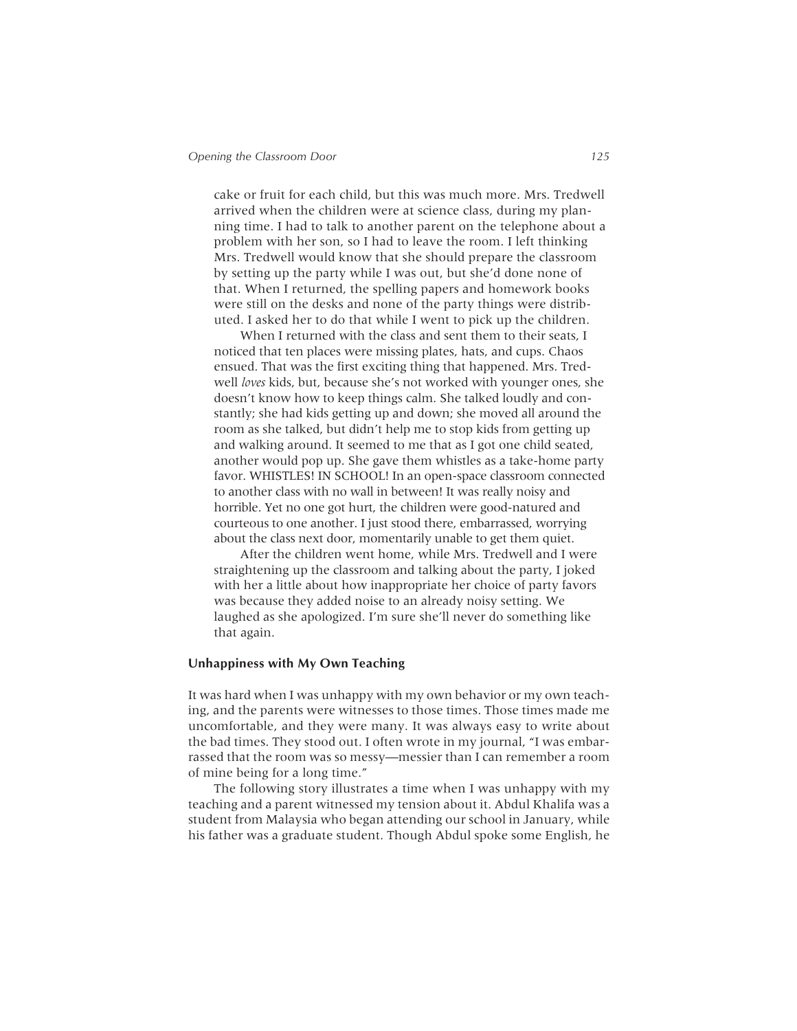cake or fruit for each child, but this was much more. Mrs. Tredwell arrived when the children were at science class, during my planning time. I had to talk to another parent on the telephone about a problem with her son, so I had to leave the room. I left thinking Mrs. Tredwell would know that she should prepare the classroom by setting up the party while I was out, but she'd done none of that. When I returned, the spelling papers and homework books were still on the desks and none of the party things were distributed. I asked her to do that while I went to pick up the children.

When I returned with the class and sent them to their seats, I noticed that ten places were missing plates, hats, and cups. Chaos ensued. That was the first exciting thing that happened. Mrs. Tredwell *loves* kids, but, because she's not worked with younger ones, she doesn't know how to keep things calm. She talked loudly and constantly; she had kids getting up and down; she moved all around the room as she talked, but didn't help me to stop kids from getting up and walking around. It seemed to me that as I got one child seated, another would pop up. She gave them whistles as a take-home party favor. WHISTLES! IN SCHOOL! In an open-space classroom connected to another class with no wall in between! It was really noisy and horrible. Yet no one got hurt, the children were good-natured and courteous to one another. I just stood there, embarrassed, worrying about the class next door, momentarily unable to get them quiet.

After the children went home, while Mrs. Tredwell and I were straightening up the classroom and talking about the party, I joked with her a little about how inappropriate her choice of party favors was because they added noise to an already noisy setting. We laughed as she apologized. I'm sure she'll never do something like that again.

### Unhappiness with My Own Teaching

It was hard when I was unhappy with my own behavior or my own teaching, and the parents were witnesses to those times. Those times made me uncomfortable, and they were many. It was always easy to write about the bad times. They stood out. I often wrote in my journal, "I was embarrassed that the room was so messy—messier than I can remember a room of mine being for a long time."

The following story illustrates a time when I was unhappy with my teaching and a parent witnessed my tension about it. Abdul Khalifa was a student from Malaysia who began attending our school in January, while his father was a graduate student. Though Abdul spoke some English, he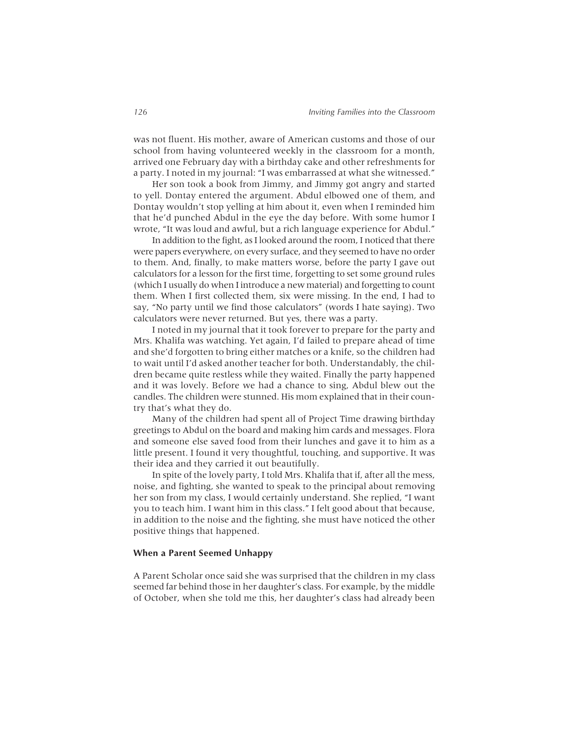was not fluent. His mother, aware of American customs and those of our school from having volunteered weekly in the classroom for a month, arrived one February day with a birthday cake and other refreshments for a party. I noted in my journal: "I was embarrassed at what she witnessed."

Her son took a book from Jimmy, and Jimmy got angry and started to yell. Dontay entered the argument. Abdul elbowed one of them, and Dontay wouldn't stop yelling at him about it, even when I reminded him that he'd punched Abdul in the eye the day before. With some humor I wrote, "It was loud and awful, but a rich language experience for Abdul."

In addition to the fight, as I looked around the room, I noticed that there were papers everywhere, on every surface, and they seemed to have no order to them. And, finally, to make matters worse, before the party I gave out calculators for a lesson for the first time, forgetting to set some ground rules (which I usually do when I introduce a new material) and forgetting to count them. When I first collected them, six were missing. In the end, I had to say, "No party until we find those calculators" (words I hate saying). Two calculators were never returned. But yes, there was a party.

I noted in my journal that it took forever to prepare for the party and Mrs. Khalifa was watching. Yet again, I'd failed to prepare ahead of time and she'd forgotten to bring either matches or a knife, so the children had to wait until I'd asked another teacher for both. Understandably, the children became quite restless while they waited. Finally the party happened and it was lovely. Before we had a chance to sing, Abdul blew out the candles. The children were stunned. His mom explained that in their country that's what they do.

Many of the children had spent all of Project Time drawing birthday greetings to Abdul on the board and making him cards and messages. Flora and someone else saved food from their lunches and gave it to him as a little present. I found it very thoughtful, touching, and supportive. It was their idea and they carried it out beautifully.

In spite of the lovely party, I told Mrs. Khalifa that if, after all the mess, noise, and fighting, she wanted to speak to the principal about removing her son from my class, I would certainly understand. She replied, "I want you to teach him. I want him in this class." I felt good about that because, in addition to the noise and the fighting, she must have noticed the other positive things that happened.

### When a Parent Seemed Unhappy

A Parent Scholar once said she was surprised that the children in my class seemed far behind those in her daughter's class. For example, by the middle of October, when she told me this, her daughter's class had already been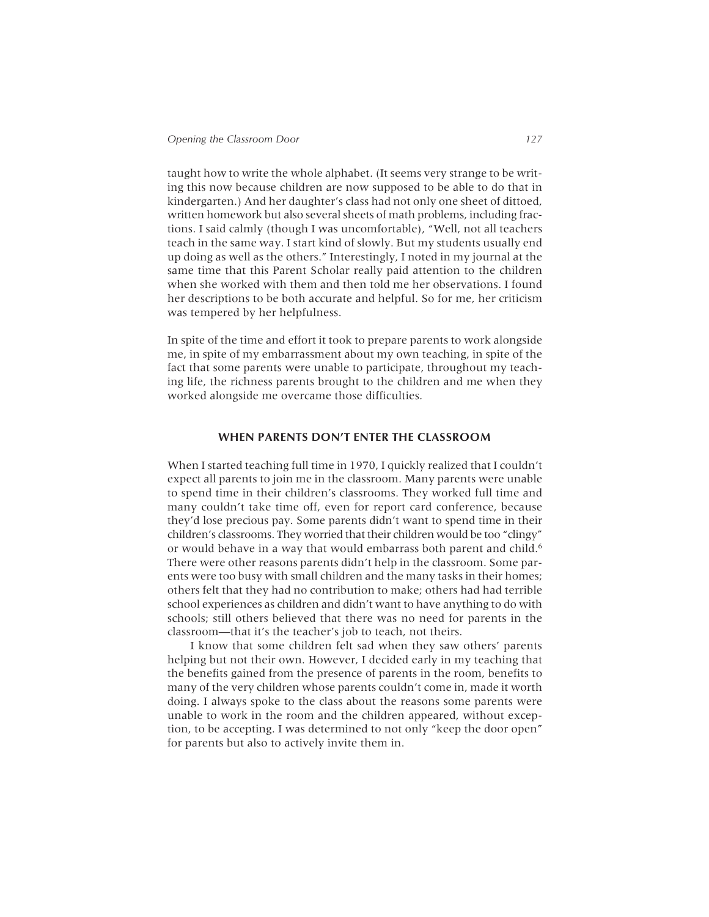taught how to write the whole alphabet. (It seems very strange to be writing this now because children are now supposed to be able to do that in kindergarten.) And her daughter's class had not only one sheet of dittoed, written homework but also several sheets of math problems, including fractions. I said calmly (though I was uncomfortable), "Well, not all teachers teach in the same way. I start kind of slowly. But my students usually end up doing as well as the others." Interestingly, I noted in my journal at the same time that this Parent Scholar really paid attention to the children when she worked with them and then told me her observations. I found her descriptions to be both accurate and helpful. So for me, her criticism was tempered by her helpfulness.

In spite of the time and effort it took to prepare parents to work alongside me, in spite of my embarrassment about my own teaching, in spite of the fact that some parents were unable to participate, throughout my teaching life, the richness parents brought to the children and me when they worked alongside me overcame those difficulties.

## WHEN PARENTS DON'T ENTER THE CLASSROOM

When I started teaching full time in 1970, I quickly realized that I couldn't expect all parents to join me in the classroom. Many parents were unable to spend time in their children's classrooms. They worked full time and many couldn't take time off, even for report card conference, because they'd lose precious pay. Some parents didn't want to spend time in their children's classrooms. They worried that their children would be too "clingy" or would behave in a way that would embarrass both parent and child.[6] There were other reasons parents didn't help in the classroom. Some parents were too busy with small children and the many tasks in their homes; others felt that they had no contribution to make; others had had terrible school experiences as children and didn't want to have anything to do with schools; still others believed that there was no need for parents in the classroom—that it's the teacher's job to teach, not theirs.

I know that some children felt sad when they saw others' parents helping but not their own. However, I decided early in my teaching that the benefits gained from the presence of parents in the room, benefits to many of the very children whose parents couldn't come in, made it worth doing. I always spoke to the class about the reasons some parents were unable to work in the room and the children appeared, without exception, to be accepting. I was determined to not only "keep the door open" for parents but also to actively invite them in.